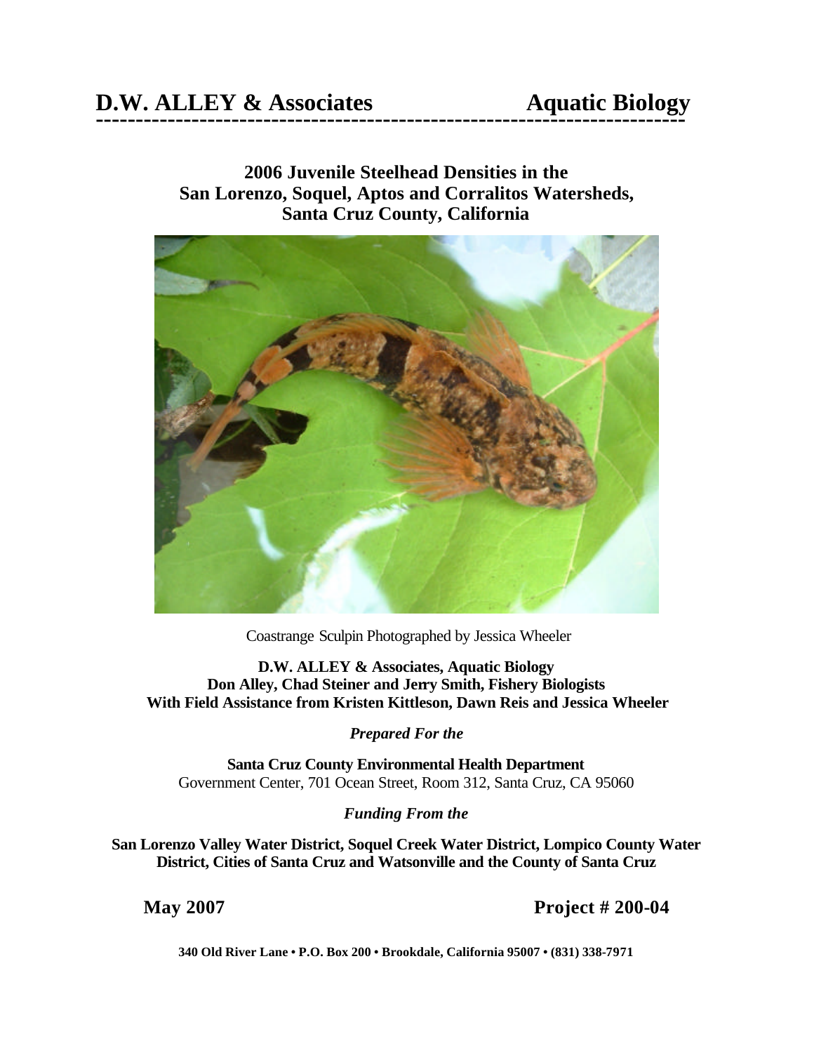**D.W. ALLEY & Associates** **Aquatic Biology**

# 2006 Juvenile Steelhead Densities in the San Lorenzo, Soquel, Aptos and Corralitos Watersheds, Santa Cruz County, California

Coastrange Sculpin Photographed by Jessica Wheeler

**D.W. ALLEY & Associates, Aquatic Biology**
**Don Alley, Chad Steiner and Jerry Smith, Fishery Biologists**
**With Field Assistance from Kristen Kittleson, Dawn Reis and Jessica Wheeler**

***Prepared For the***

**Santa Cruz County Environmental Health Department**
Government Center, 701 Ocean Street, Room 312, Santa Cruz, CA 95060

***Funding From the***

**San Lorenzo Valley Water District, Soquel Creek Water District, Lompico County Water District, Cities of Santa Cruz and Watsonville and the County of Santa Cruz**

**May 2007** **Project # 200-04**

**340 Old River Lane • P.O. Box 200 • Brookdale, California 95007 • (831) 338-7971**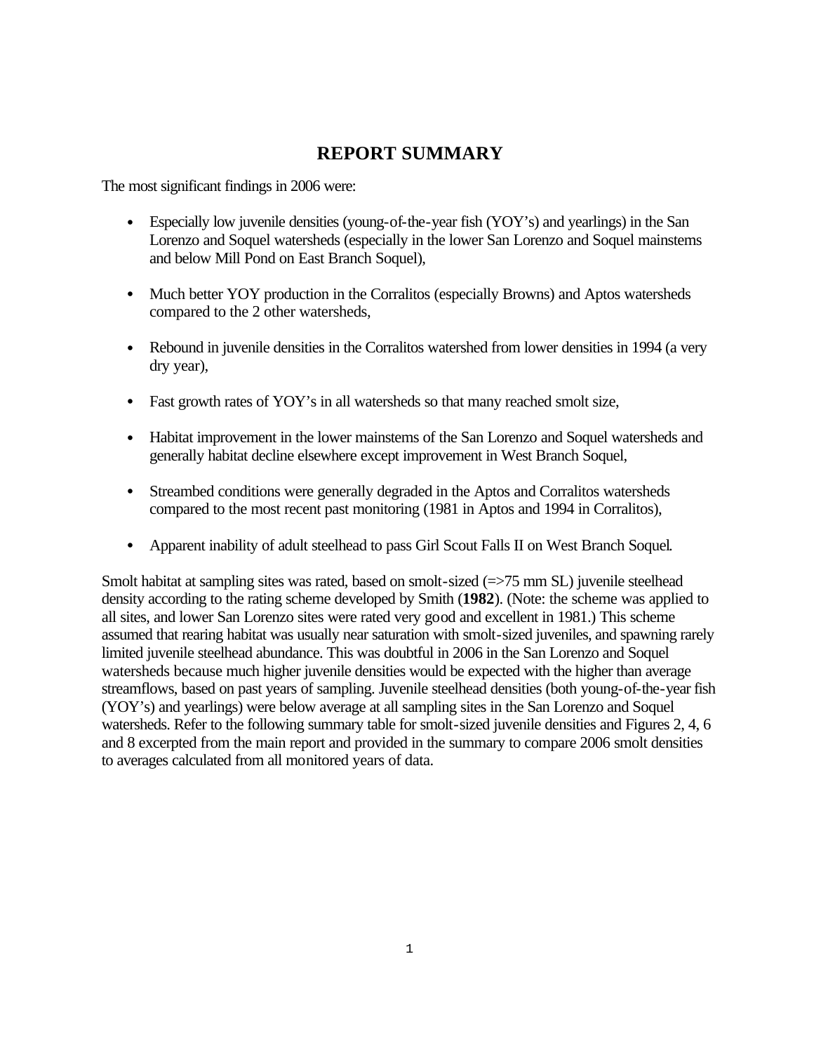# REPORT SUMMARY

The most significant findings in 2006 were:

- Especially low juvenile densities (young-of-the-year fish (YOY's) and yearlings) in the San Lorenzo and Soquel watersheds (especially in the lower San Lorenzo and Soquel mainstems and below Mill Pond on East Branch Soquel),
- Much better YOY production in the Corralitos (especially Browns) and Aptos watersheds compared to the 2 other watersheds,
- Rebound in juvenile densities in the Corralitos watershed from lower densities in 1994 (a very dry year),
- Fast growth rates of YOY's in all watersheds so that many reached smolt size,
- Habitat improvement in the lower mainstems of the San Lorenzo and Soquel watersheds and generally habitat decline elsewhere except improvement in West Branch Soquel,
- Streambed conditions were generally degraded in the Aptos and Corralitos watersheds compared to the most recent past monitoring (1981 in Aptos and 1994 in Corralitos),
- Apparent inability of adult steelhead to pass Girl Scout Falls II on West Branch Soquel.

Smolt habitat at sampling sites was rated, based on smolt-sized (=>75 mm SL) juvenile steelhead density according to the rating scheme developed by Smith (**1982**). (Note: the scheme was applied to all sites, and lower San Lorenzo sites were rated very good and excellent in 1981.) This scheme assumed that rearing habitat was usually near saturation with smolt-sized juveniles, and spawning rarely limited juvenile steelhead abundance. This was doubtful in 2006 in the San Lorenzo and Soquel watersheds because much higher juvenile densities would be expected with the higher than average streamflows, based on past years of sampling. Juvenile steelhead densities (both young-of-the-year fish (YOY's) and yearlings) were below average at all sampling sites in the San Lorenzo and Soquel watersheds. Refer to the following summary table for smolt-sized juvenile densities and Figures 2, 4, 6 and 8 excerpted from the main report and provided in the summary to compare 2006 smolt densities to averages calculated from all monitored years of data.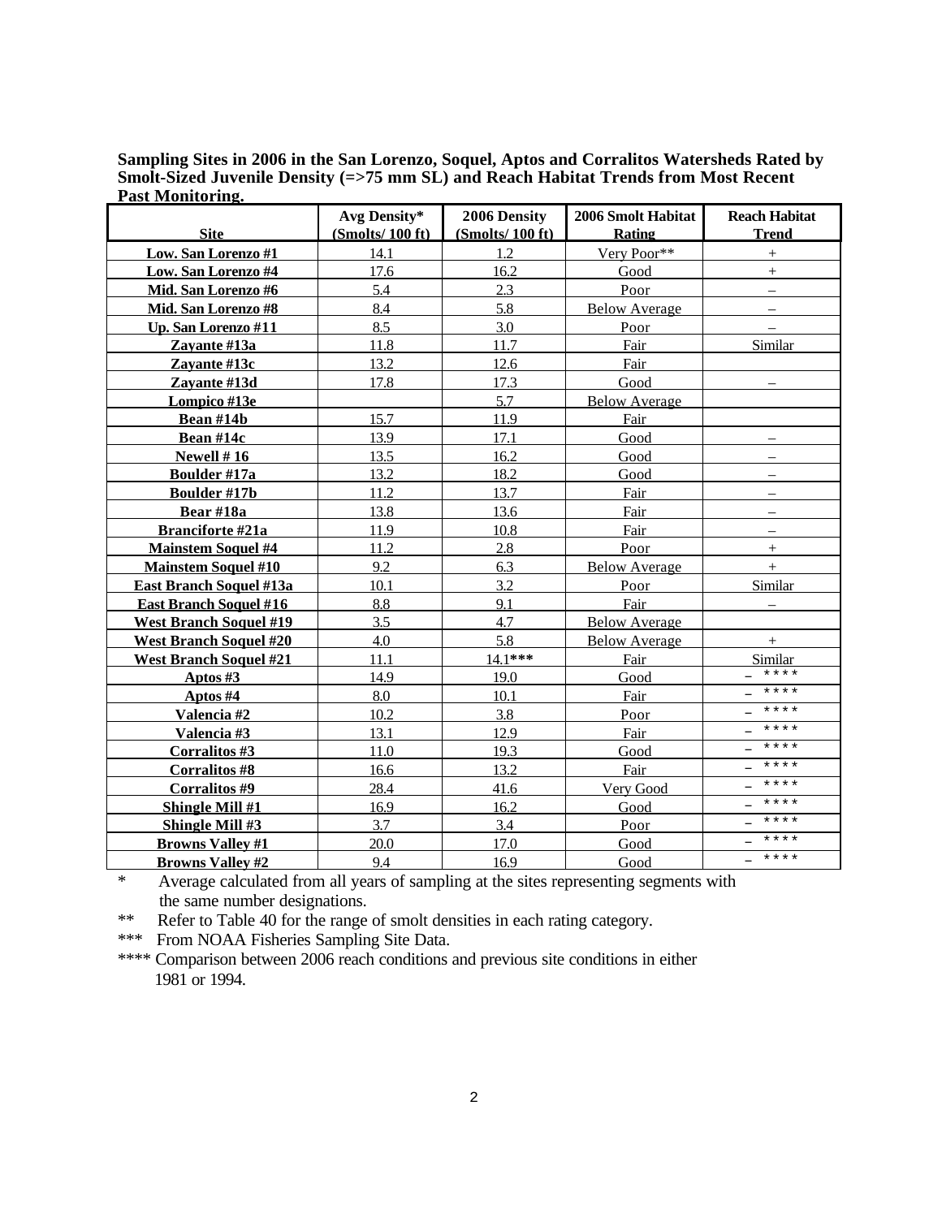**Sampling Sites in 2006 in the San Lorenzo, Soquel, Aptos and Corralitos Watersheds Rated by Smolt-Sized Juvenile Density (=>75 mm SL) and Reach Habitat Trends from Most Recent Past Monitoring.**

| Site | Avg Density* (Smolts/ 100 ft) | 2006 Density (Smolts/ 100 ft) | 2006 Smolt Habitat Rating | Reach Habitat Trend |
|---|---|---|---|---|
| **Low. San Lorenzo #1** | 14.1 | 1.2 | Very Poor** | + |
| **Low. San Lorenzo #4** | 17.6 | 16.2 | Good | + |
| **Mid. San Lorenzo #6** | 5.4 | 2.3 | Poor | – |
| **Mid. San Lorenzo #8** | 8.4 | 5.8 | Below Average | – |
| **Up. San Lorenzo #11** | 8.5 | 3.0 | Poor | – |
| **Zayante #13a** | 11.8 | 11.7 | Fair | Similar |
| **Zayante #13c** | 13.2 | 12.6 | Fair | |
| **Zayante #13d** | 17.8 | 17.3 | Good | – |
| **Lompico #13e** | | 5.7 | Below Average | |
| **Bean #14b** | 15.7 | 11.9 | Fair | |
| **Bean #14c** | 13.9 | 17.1 | Good | – |
| **Newell # 16** | 13.5 | 16.2 | Good | – |
| **Boulder #17a** | 13.2 | 18.2 | Good | – |
| **Boulder #17b** | 11.2 | 13.7 | Fair | – |
| **Bear #18a** | 13.8 | 13.6 | Fair | – |
| **Branciforte #21a** | 11.9 | 10.8 | Fair | – |
| **Mainstem Soquel #4** | 11.2 | 2.8 | Poor | + |
| **Mainstem Soquel #10** | 9.2 | 6.3 | Below Average | + |
| **East Branch Soquel #13a** | 10.1 | 3.2 | Poor | Similar |
| **East Branch Soquel #16** | 8.8 | 9.1 | Fair | – |
| **West Branch Soquel #19** | 3.5 | 4.7 | Below Average | |
| **West Branch Soquel #20** | 4.0 | 5.8 | Below Average | + |
| **West Branch Soquel #21** | 11.1 | 14.1*** | Fair | Similar |
| **Aptos #3** | 14.9 | 19.0 | Good | – **** |
| **Aptos #4** | 8.0 | 10.1 | Fair | – **** |
| **Valencia #2** | 10.2 | 3.8 | Poor | – **** |
| **Valencia #3** | 13.1 | 12.9 | Fair | – **** |
| **Corralitos #3** | 11.0 | 19.3 | Good | – **** |
| **Corralitos #8** | 16.6 | 13.2 | Fair | – **** |
| **Corralitos #9** | 28.4 | 41.6 | Very Good | – **** |
| **Shingle Mill #1** | 16.9 | 16.2 | Good | – **** |
| **Shingle Mill #3** | 3.7 | 3.4 | Poor | – **** |
| **Browns Valley #1** | 20.0 | 17.0 | Good | – **** |
| **Browns Valley #2** | 9.4 | 16.9 | Good | – **** |

\* Average calculated from all years of sampling at the sites representing segments with the same number designations.

** Refer to Table 40 for the range of smolt densities in each rating category.

*** From NOAA Fisheries Sampling Site Data.

**** Comparison between 2006 reach conditions and previous site conditions in either 1981 or 1994.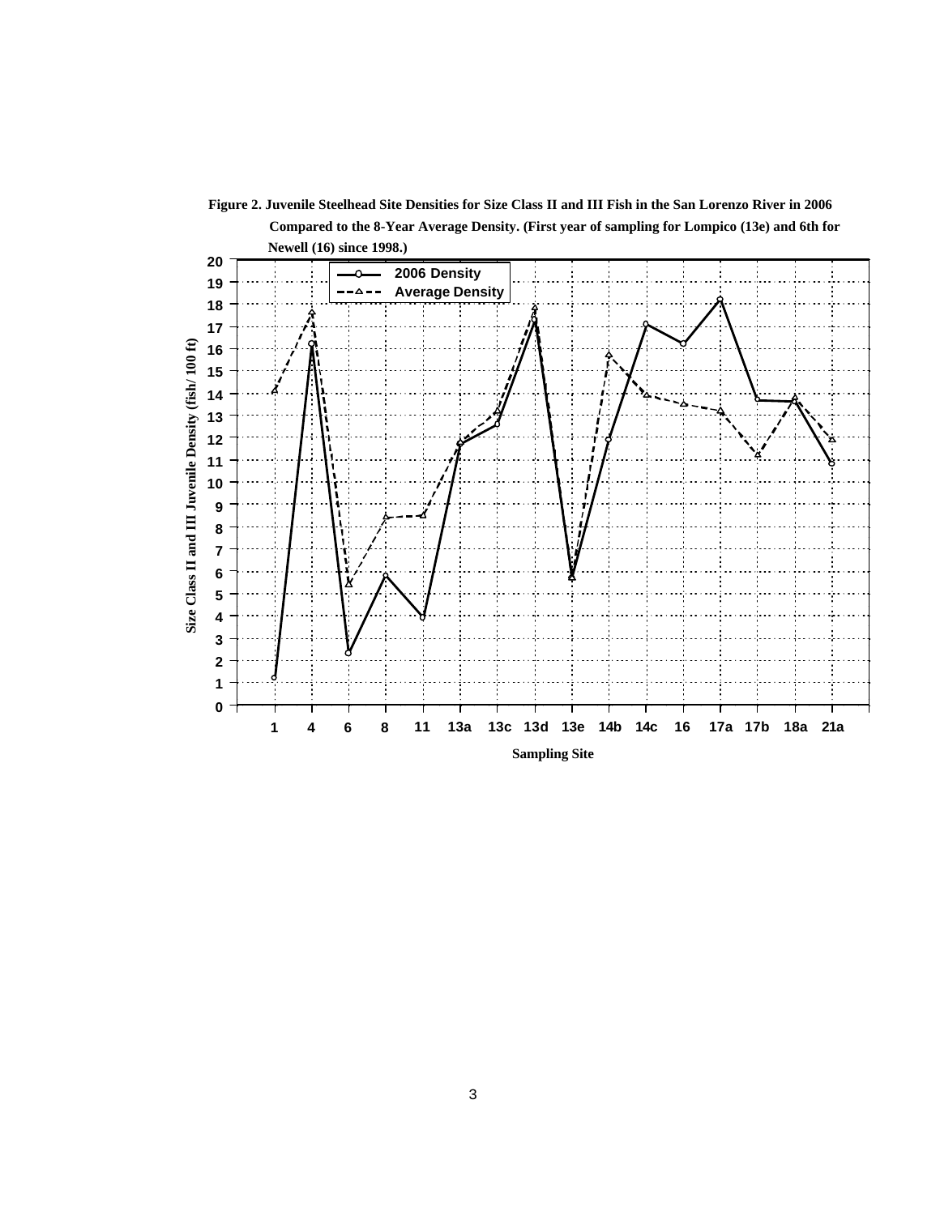**Figure 2. Juvenile Steelhead Site Densities for Size Class II and III Fish in the San Lorenzo River in 2006 Compared to the 8-Year Average Density. (First year of sampling for Lompico (13e) and 6th for Newell (16) since 1998.)**

2006 Density

Average Density

Size Class II and III Juvenile Density (fish/ 100 ft)

0
1
2
3
4
5
6
7
8
9
10
11
12
13
14
15
16
17
18
19
20

1 4 6 8 11 13a 13c 13d 13e 14b 14c 16 17a 17b 18a 21a

Sampling Site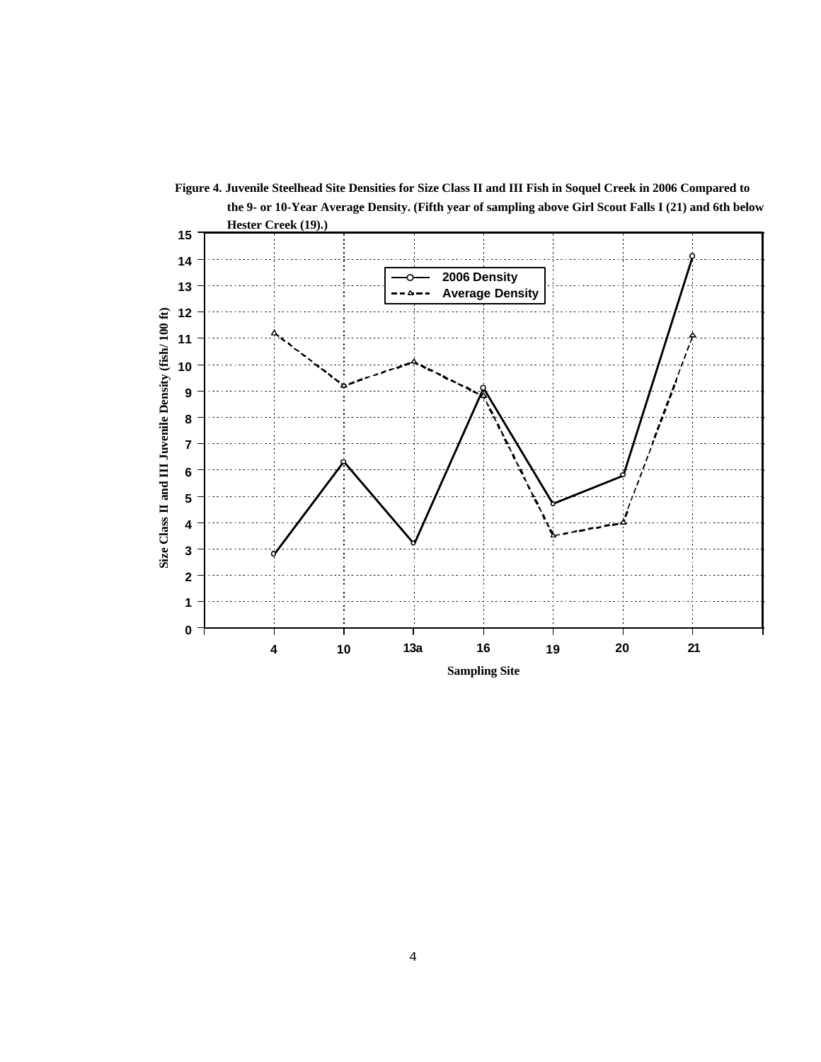**Figure 4. Juvenile Steelhead Site Densities for Size Class II and III Fish in Soquel Creek in 2006 Compared to the 9- or 10-Year Average Density. (Fifth year of sampling above Girl Scout Falls I (21) and 6th below Hester Creek (19).)**

Size Class II and III Juvenile Density (fish/ 100 ft)

15
14
13
12
11
10
9
8
7
6
5
4
3
2
1
0

2006 Density
Average Density

4
10
13a
16
19
20
21

Sampling Site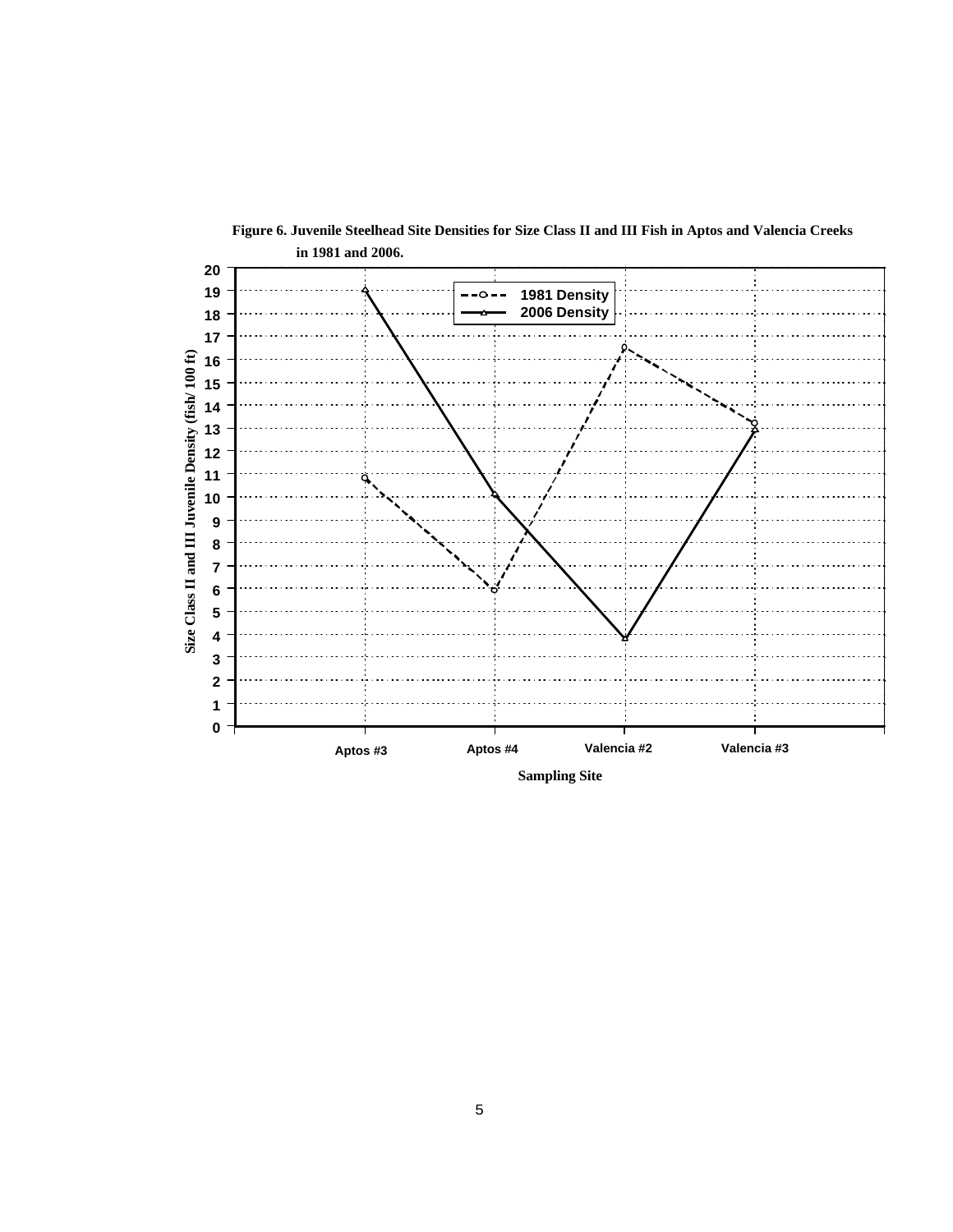**Figure 6. Juvenile Steelhead Site Densities for Size Class II and III Fish in Aptos and Valencia Creeks in 1981 and 2006.**

Size Class II and III Juvenile Density (fish/ 100 ft)

20
19
18
17
16
15
14
13
12
11
10
9
8
7
6
5
4
3
2
1
0

1981 Density
2006 Density

Aptos #3
Aptos #4
Valencia #2
Valencia #3

Sampling Site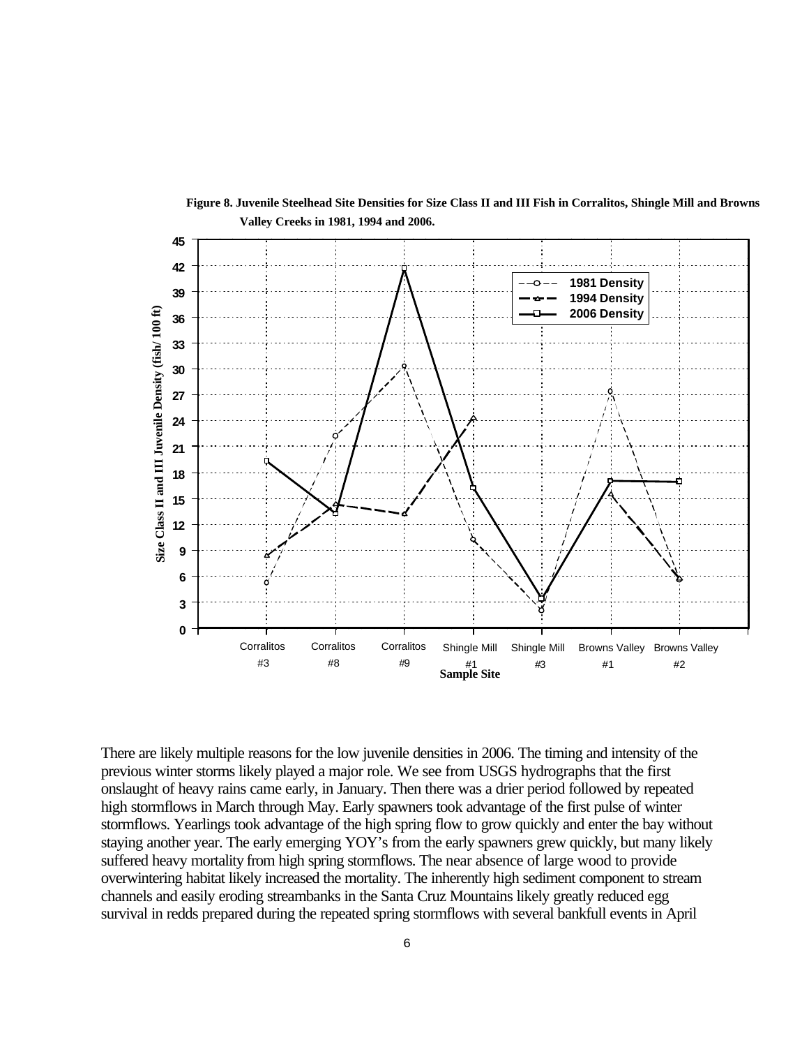**Figure 8. Juvenile Steelhead Site Densities for Size Class II and III Fish in Corralitos, Shingle Mill and Browns Valley Creeks in 1981, 1994 and 2006.**

Size Class II and III Juvenile Density (fish/ 100 ft)

45
42
39
36
33
30
27
24
21
18
15
12
9
6
3
0

1981 Density
1994 Density
2006 Density

Corralitos #3
Corralitos #8
Corralitos #9
Shingle Mill #1
Shingle Mill #3
Browns Valley #1
Browns Valley #2

Sample Site

There are likely multiple reasons for the low juvenile densities in 2006. The timing and intensity of the previous winter storms likely played a major role. We see from USGS hydrographs that the first onslaught of heavy rains came early, in January. Then there was a drier period followed by repeated high stormflows in March through May. Early spawners took advantage of the first pulse of winter stormflows. Yearlings took advantage of the high spring flow to grow quickly and enter the bay without staying another year. The early emerging YOY's from the early spawners grew quickly, but many likely suffered heavy mortality from high spring stormflows. The near absence of large wood to provide overwintering habitat likely increased the mortality. The inherently high sediment component to stream channels and easily eroding streambanks in the Santa Cruz Mountains likely greatly reduced egg survival in redds prepared during the repeated spring stormflows with several bankfull events in April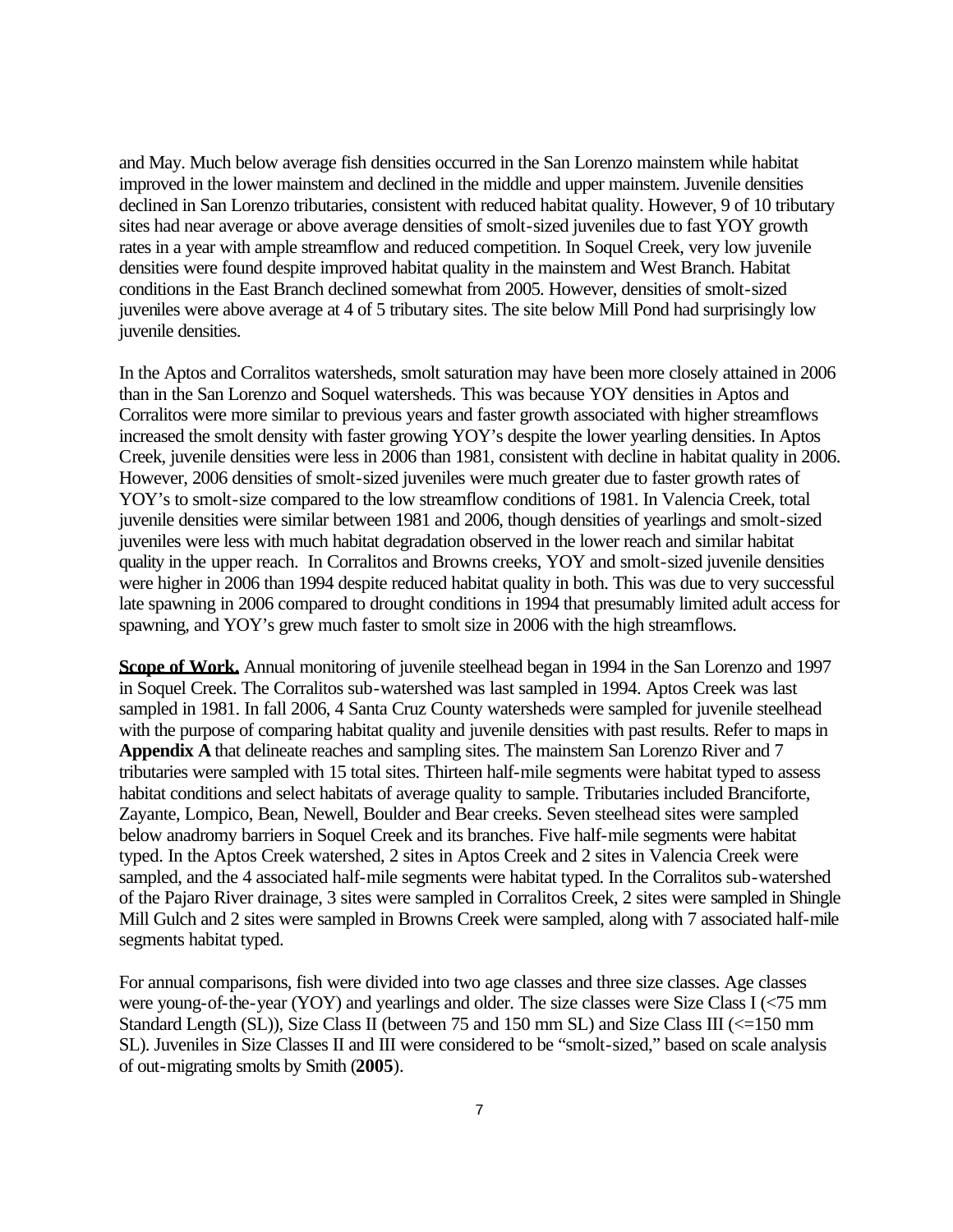and May. Much below average fish densities occurred in the San Lorenzo mainstem while habitat improved in the lower mainstem and declined in the middle and upper mainstem. Juvenile densities declined in San Lorenzo tributaries, consistent with reduced habitat quality. However, 9 of 10 tributary sites had near average or above average densities of smolt-sized juveniles due to fast YOY growth rates in a year with ample streamflow and reduced competition. In Soquel Creek, very low juvenile densities were found despite improved habitat quality in the mainstem and West Branch. Habitat conditions in the East Branch declined somewhat from 2005. However, densities of smolt-sized juveniles were above average at 4 of 5 tributary sites. The site below Mill Pond had surprisingly low juvenile densities.

In the Aptos and Corralitos watersheds, smolt saturation may have been more closely attained in 2006 than in the San Lorenzo and Soquel watersheds. This was because YOY densities in Aptos and Corralitos were more similar to previous years and faster growth associated with higher streamflows increased the smolt density with faster growing YOY's despite the lower yearling densities. In Aptos Creek, juvenile densities were less in 2006 than 1981, consistent with decline in habitat quality in 2006. However, 2006 densities of smolt-sized juveniles were much greater due to faster growth rates of YOY's to smolt-size compared to the low streamflow conditions of 1981. In Valencia Creek, total juvenile densities were similar between 1981 and 2006, though densities of yearlings and smolt-sized juveniles were less with much habitat degradation observed in the lower reach and similar habitat quality in the upper reach. In Corralitos and Browns creeks, YOY and smolt-sized juvenile densities were higher in 2006 than 1994 despite reduced habitat quality in both. This was due to very successful late spawning in 2006 compared to drought conditions in 1994 that presumably limited adult access for spawning, and YOY's grew much faster to smolt size in 2006 with the high streamflows.

**Scope of Work.** Annual monitoring of juvenile steelhead began in 1994 in the San Lorenzo and 1997 in Soquel Creek. The Corralitos sub-watershed was last sampled in 1994. Aptos Creek was last sampled in 1981. In fall 2006, 4 Santa Cruz County watersheds were sampled for juvenile steelhead with the purpose of comparing habitat quality and juvenile densities with past results. Refer to maps in **Appendix A** that delineate reaches and sampling sites. The mainstem San Lorenzo River and 7 tributaries were sampled with 15 total sites. Thirteen half-mile segments were habitat typed to assess habitat conditions and select habitats of average quality to sample. Tributaries included Branciforte, Zayante, Lompico, Bean, Newell, Boulder and Bear creeks. Seven steelhead sites were sampled below anadromy barriers in Soquel Creek and its branches. Five half-mile segments were habitat typed. In the Aptos Creek watershed, 2 sites in Aptos Creek and 2 sites in Valencia Creek were sampled, and the 4 associated half-mile segments were habitat typed. In the Corralitos sub-watershed of the Pajaro River drainage, 3 sites were sampled in Corralitos Creek, 2 sites were sampled in Shingle Mill Gulch and 2 sites were sampled in Browns Creek were sampled, along with 7 associated half-mile segments habitat typed.

For annual comparisons, fish were divided into two age classes and three size classes. Age classes were young-of-the-year (YOY) and yearlings and older. The size classes were Size Class I (<75 mm Standard Length (SL)), Size Class II (between 75 and 150 mm SL) and Size Class III (<=150 mm SL). Juveniles in Size Classes II and III were considered to be "smolt-sized," based on scale analysis of out-migrating smolts by Smith (**2005**).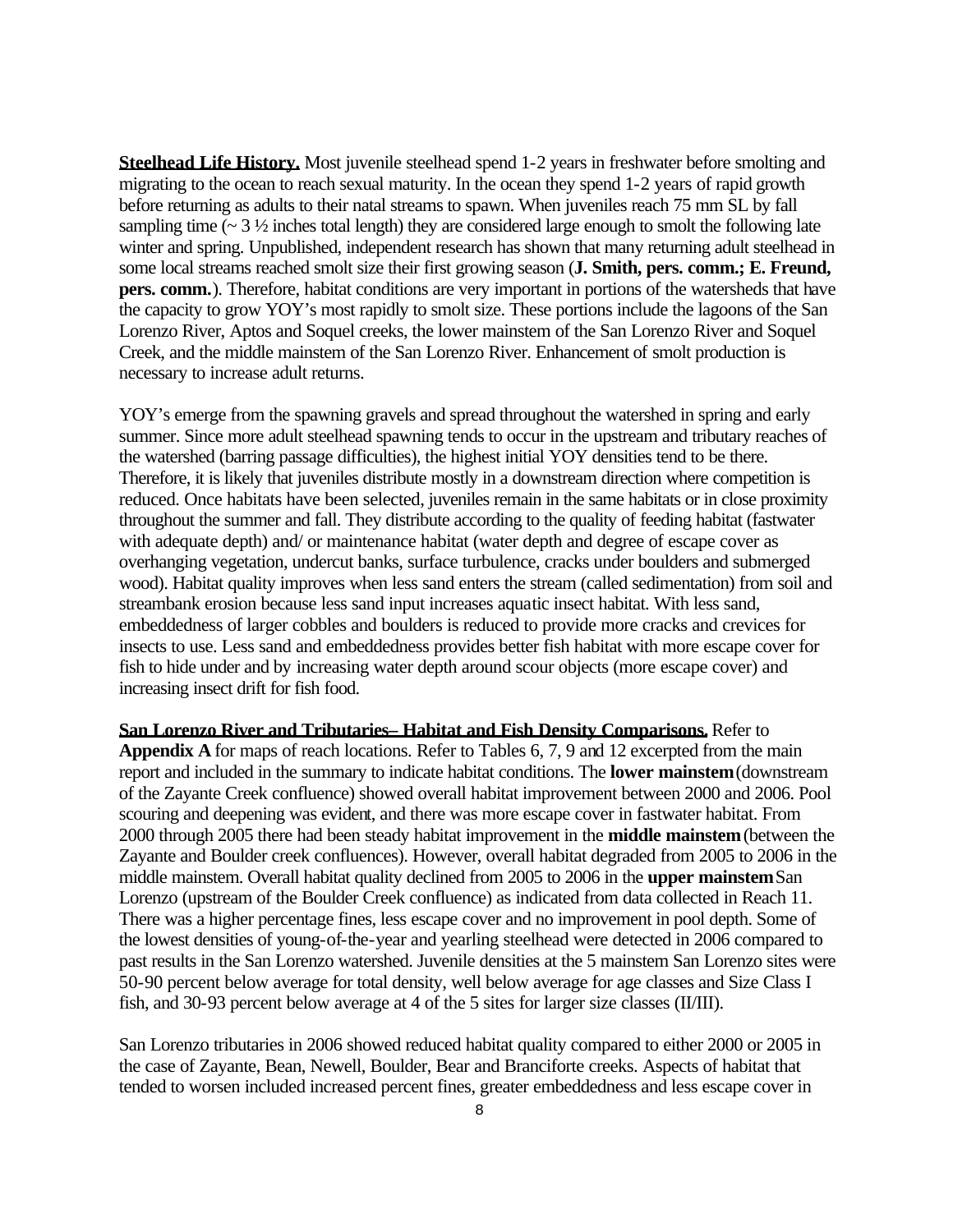**Steelhead Life History.** Most juvenile steelhead spend 1-2 years in freshwater before smolting and migrating to the ocean to reach sexual maturity. In the ocean they spend 1-2 years of rapid growth before returning as adults to their natal streams to spawn. When juveniles reach 75 mm SL by fall sampling time (~ 3 ½ inches total length) they are considered large enough to smolt the following late winter and spring. Unpublished, independent research has shown that many returning adult steelhead in some local streams reached smolt size their first growing season (**J. Smith, pers. comm.; E. Freund, pers. comm.**). Therefore, habitat conditions are very important in portions of the watersheds that have the capacity to grow YOY's most rapidly to smolt size. These portions include the lagoons of the San Lorenzo River, Aptos and Soquel creeks, the lower mainstem of the San Lorenzo River and Soquel Creek, and the middle mainstem of the San Lorenzo River. Enhancement of smolt production is necessary to increase adult returns.

YOY's emerge from the spawning gravels and spread throughout the watershed in spring and early summer. Since more adult steelhead spawning tends to occur in the upstream and tributary reaches of the watershed (barring passage difficulties), the highest initial YOY densities tend to be there. Therefore, it is likely that juveniles distribute mostly in a downstream direction where competition is reduced. Once habitats have been selected, juveniles remain in the same habitats or in close proximity throughout the summer and fall. They distribute according to the quality of feeding habitat (fastwater with adequate depth) and/ or maintenance habitat (water depth and degree of escape cover as overhanging vegetation, undercut banks, surface turbulence, cracks under boulders and submerged wood). Habitat quality improves when less sand enters the stream (called sedimentation) from soil and streambank erosion because less sand input increases aquatic insect habitat. With less sand, embeddedness of larger cobbles and boulders is reduced to provide more cracks and crevices for insects to use. Less sand and embeddedness provides better fish habitat with more escape cover for fish to hide under and by increasing water depth around scour objects (more escape cover) and increasing insect drift for fish food.

**San Lorenzo River and Tributaries– Habitat and Fish Density Comparisons.** Refer to **Appendix A** for maps of reach locations. Refer to Tables 6, 7, 9 and 12 excerpted from the main report and included in the summary to indicate habitat conditions. The **lower mainstem** (downstream of the Zayante Creek confluence) showed overall habitat improvement between 2000 and 2006. Pool scouring and deepening was evident, and there was more escape cover in fastwater habitat. From 2000 through 2005 there had been steady habitat improvement in the **middle mainstem** (between the Zayante and Boulder creek confluences). However, overall habitat degraded from 2005 to 2006 in the middle mainstem. Overall habitat quality declined from 2005 to 2006 in the **upper mainstem** San Lorenzo (upstream of the Boulder Creek confluence) as indicated from data collected in Reach 11. There was a higher percentage fines, less escape cover and no improvement in pool depth. Some of the lowest densities of young-of-the-year and yearling steelhead were detected in 2006 compared to past results in the San Lorenzo watershed. Juvenile densities at the 5 mainstem San Lorenzo sites were 50-90 percent below average for total density, well below average for age classes and Size Class I fish, and 30-93 percent below average at 4 of the 5 sites for larger size classes (II/III).

San Lorenzo tributaries in 2006 showed reduced habitat quality compared to either 2000 or 2005 in the case of Zayante, Bean, Newell, Boulder, Bear and Branciforte creeks. Aspects of habitat that tended to worsen included increased percent fines, greater embeddedness and less escape cover in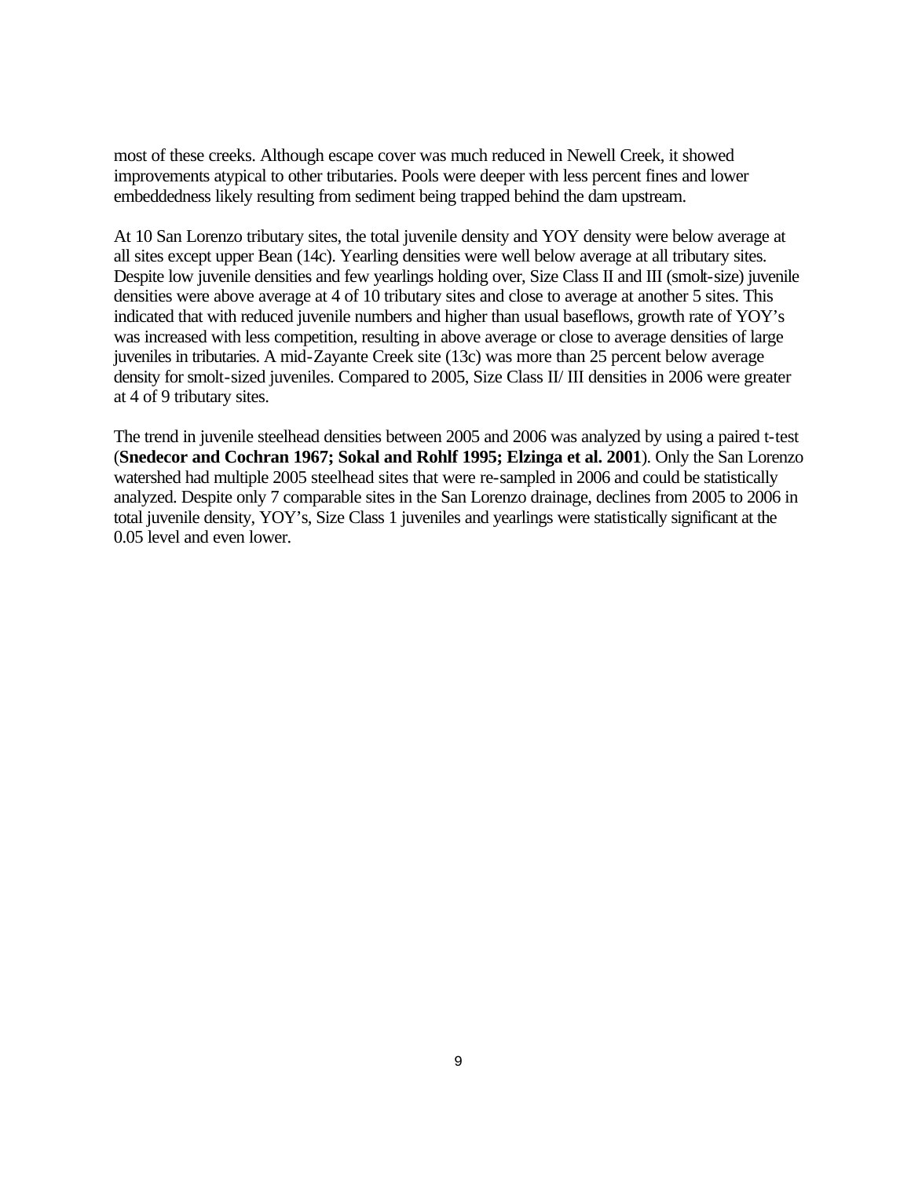most of these creeks. Although escape cover was much reduced in Newell Creek, it showed improvements atypical to other tributaries. Pools were deeper with less percent fines and lower embeddedness likely resulting from sediment being trapped behind the dam upstream.

At 10 San Lorenzo tributary sites, the total juvenile density and YOY density were below average at all sites except upper Bean (14c). Yearling densities were well below average at all tributary sites. Despite low juvenile densities and few yearlings holding over, Size Class II and III (smolt-size) juvenile densities were above average at 4 of 10 tributary sites and close to average at another 5 sites. This indicated that with reduced juvenile numbers and higher than usual baseflows, growth rate of YOY's was increased with less competition, resulting in above average or close to average densities of large juveniles in tributaries. A mid-Zayante Creek site (13c) was more than 25 percent below average density for smolt-sized juveniles. Compared to 2005, Size Class II/ III densities in 2006 were greater at 4 of 9 tributary sites.

The trend in juvenile steelhead densities between 2005 and 2006 was analyzed by using a paired t-test (**Snedecor and Cochran 1967; Sokal and Rohlf 1995; Elzinga et al. 2001**). Only the San Lorenzo watershed had multiple 2005 steelhead sites that were re-sampled in 2006 and could be statistically analyzed. Despite only 7 comparable sites in the San Lorenzo drainage, declines from 2005 to 2006 in total juvenile density, YOY's, Size Class 1 juveniles and yearlings were statistically significant at the 0.05 level and even lower.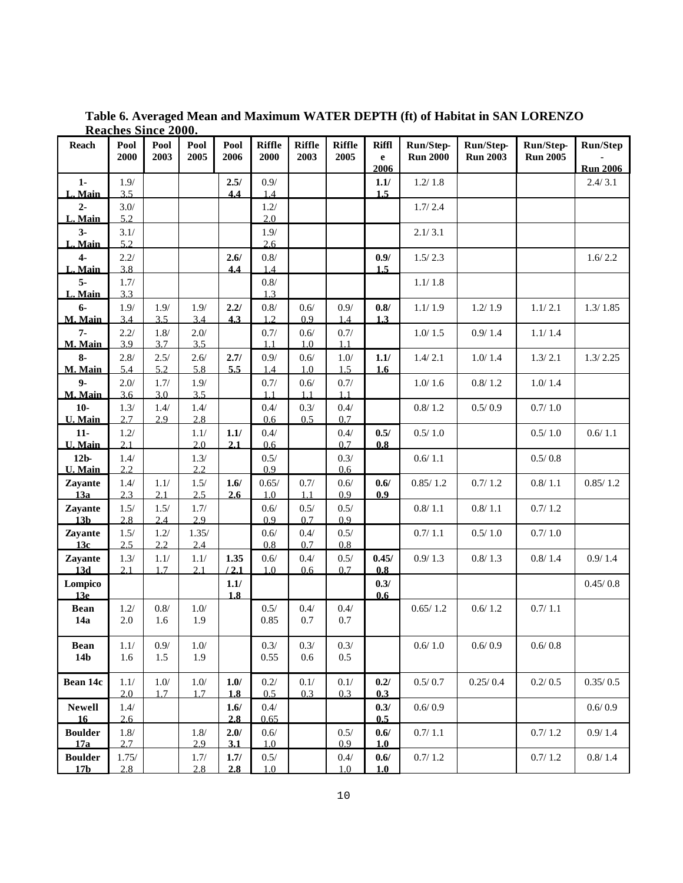**Table 6. Averaged Mean and Maximum WATER DEPTH (ft) of Habitat in SAN LORENZO Reaches Since 2000.**

| Reach | Pool 2000 | Pool 2003 | Pool 2005 | Pool 2006 | Riffle 2000 | Riffle 2003 | Riffle 2005 | Riffle 2006 | Run/Step-Run 2000 | Run/Step-Run 2003 | Run/Step-Run 2005 | Run/Step-Run 2006 |
|---|---|---|---|---|---|---|---|---|---|---|---|---|
| **1-L. Main** | 1.9/ 3.5 | | | **2.5/ 4.4** | 0.9/ 1.4 | | | **1.1/ 1.5** | 1.2/ 1.8 | | | 2.4/ 3.1 |
| **2-L. Main** | 3.0/ 5.2 | | | | 1.2/ 2.0 | | | | 1.7/ 2.4 | | | |
| **3-L. Main** | 3.1/ 5.2 | | | | 1.9/ 2.6 | | | | 2.1/ 3.1 | | | |
| **4-L. Main** | 2.2/ 3.8 | | | **2.6/ 4.4** | 0.8/ 1.4 | | | **0.9/ 1.5** | 1.5/ 2.3 | | | 1.6/ 2.2 |
| **5-L. Main** | 1.7/ 3.3 | | | | 0.8/ 1.3 | | | | 1.1/ 1.8 | | | |
| **6-M. Main** | 1.9/ 3.4 | 1.9/ 3.5 | 1.9/ 3.4 | **2.2/ 4.3** | 0.8/ 1.2 | 0.6/ 0.9 | 0.9/ 1.4 | **0.8/ 1.3** | 1.1/ 1.9 | 1.2/ 1.9 | 1.1/ 2.1 | 1.3/ 1.85 |
| **7-M. Main** | 2.2/ 3.9 | 1.8/ 3.7 | 2.0/ 3.5 | | 0.7/ 1.1 | 0.6/ 1.0 | 0.7/ 1.1 | | 1.0/ 1.5 | 0.9/ 1.4 | 1.1/ 1.4 | |
| **8-M. Main** | 2.8/ 5.4 | 2.5/ 5.2 | 2.6/ 5.8 | **2.7/ 5.5** | 0.9/ 1.4 | 0.6/ 1.0 | 1.0/ 1.5 | **1.1/ 1.6** | 1.4/ 2.1 | 1.0/ 1.4 | 1.3/ 2.1 | 1.3/ 2.25 |
| **9-M. Main** | 2.0/ 3.6 | 1.7/ 3.0 | 1.9/ 3.5 | | 0.7/ 1.1 | 0.6/ 1.1 | 0.7/ 1.1 | | 1.0/ 1.6 | 0.8/ 1.2 | 1.0/ 1.4 | |
| **10-U. Main** | 1.3/ 2.7 | 1.4/ 2.9 | 1.4/ 2.8 | | 0.4/ 0.6 | 0.3/ 0.5 | 0.4/ 0.7 | | 0.8/ 1.2 | 0.5/ 0.9 | 0.7/ 1.0 | |
| **11-U. Main** | 1.2/ 2.1 | | 1.1/ 2.0 | **1.1/ 2.1** | 0.4/ 0.6 | | 0.4/ 0.7 | **0.5/ 0.8** | 0.5/ 1.0 | | 0.5/ 1.0 | 0.6/ 1.1 |
| **12b-U. Main** | 1.4/ 2.2 | | 1.3/ 2.2 | | 0.5/ 0.9 | | 0.3/ 0.6 | | 0.6/ 1.1 | | 0.5/ 0.8 | |
| **Zayante 13a** | 1.4/ 2.3 | 1.1/ 2.1 | 1.5/ 2.5 | **1.6/ 2.6** | 0.65/ 1.0 | 0.7/ 1.1 | 0.6/ 0.9 | **0.6/ 0.9** | 0.85/ 1.2 | 0.7/ 1.2 | 0.8/ 1.1 | 0.85/ 1.2 |
| **Zayante 13b** | 1.5/ 2.8 | 1.5/ 2.4 | 1.7/ 2.9 | | 0.6/ 0.9 | 0.5/ 0.7 | 0.5/ 0.9 | | 0.8/ 1.1 | 0.8/ 1.1 | 0.7/ 1.2 | |
| **Zayante 13c** | 1.5/ 2.5 | 1.2/ 2.2 | 1.35/ 2.4 | | 0.6/ 0.8 | 0.4/ 0.7 | 0.5/ 0.8 | | 0.7/ 1.1 | 0.5/ 1.0 | 0.7/ 1.0 | |
| **Zayante 13d** | 1.3/ 2.1 | 1.1/ 1.7 | 1.1/ 2.1 | **1.35 / 2.1** | 0.6/ 1.0 | 0.4/ 0.6 | 0.5/ 0.7 | **0.45/ 0.8** | 0.9/ 1.3 | 0.8/ 1.3 | 0.8/ 1.4 | 0.9/ 1.4 |
| **Lompico 13e** | | | | **1.1/ 1.8** | | | | **0.3/ 0.6** | | | | 0.45/ 0.8 |
| **Bean 14a** | 1.2/ 2.0 | 0.8/ 1.6 | 1.0/ 1.9 | | 0.5/ 0.85 | 0.4/ 0.7 | 0.4/ 0.7 | | 0.65/ 1.2 | 0.6/ 1.2 | 0.7/ 1.1 | |
| **Bean 14b** | 1.1/ 1.6 | 0.9/ 1.5 | 1.0/ 1.9 | | 0.3/ 0.55 | 0.3/ 0.6 | 0.3/ 0.5 | | 0.6/ 1.0 | 0.6/ 0.9 | 0.6/ 0.8 | |
| **Bean 14c** | 1.1/ 2.0 | 1.0/ 1.7 | 1.0/ 1.7 | **1.0/ 1.8** | 0.2/ 0.5 | 0.1/ 0.3 | 0.1/ 0.3 | **0.2/ 0.3** | 0.5/ 0.7 | 0.25/ 0.4 | 0.2/ 0.5 | 0.35/ 0.5 |
| **Newell 16** | 1.4/ 2.6 | | | **1.6/ 2.8** | 0.4/ 0.65 | | | **0.3/ 0.5** | 0.6/ 0.9 | | | 0.6/ 0.9 |
| **Boulder 17a** | 1.8/ 2.7 | | 1.8/ 2.9 | **2.0/ 3.1** | 0.6/ 1.0 | | 0.5/ 0.9 | **0.6/ 1.0** | 0.7/ 1.1 | | 0.7/ 1.2 | 0.9/ 1.4 |
| **Boulder 17b** | 1.75/ 2.8 | | 1.7/ 2.8 | **1.7/ 2.8** | 0.5/ 1.0 | | 0.4/ 1.0 | **0.6/ 1.0** | 0.7/ 1.2 | | 0.7/ 1.2 | 0.8/ 1.4 |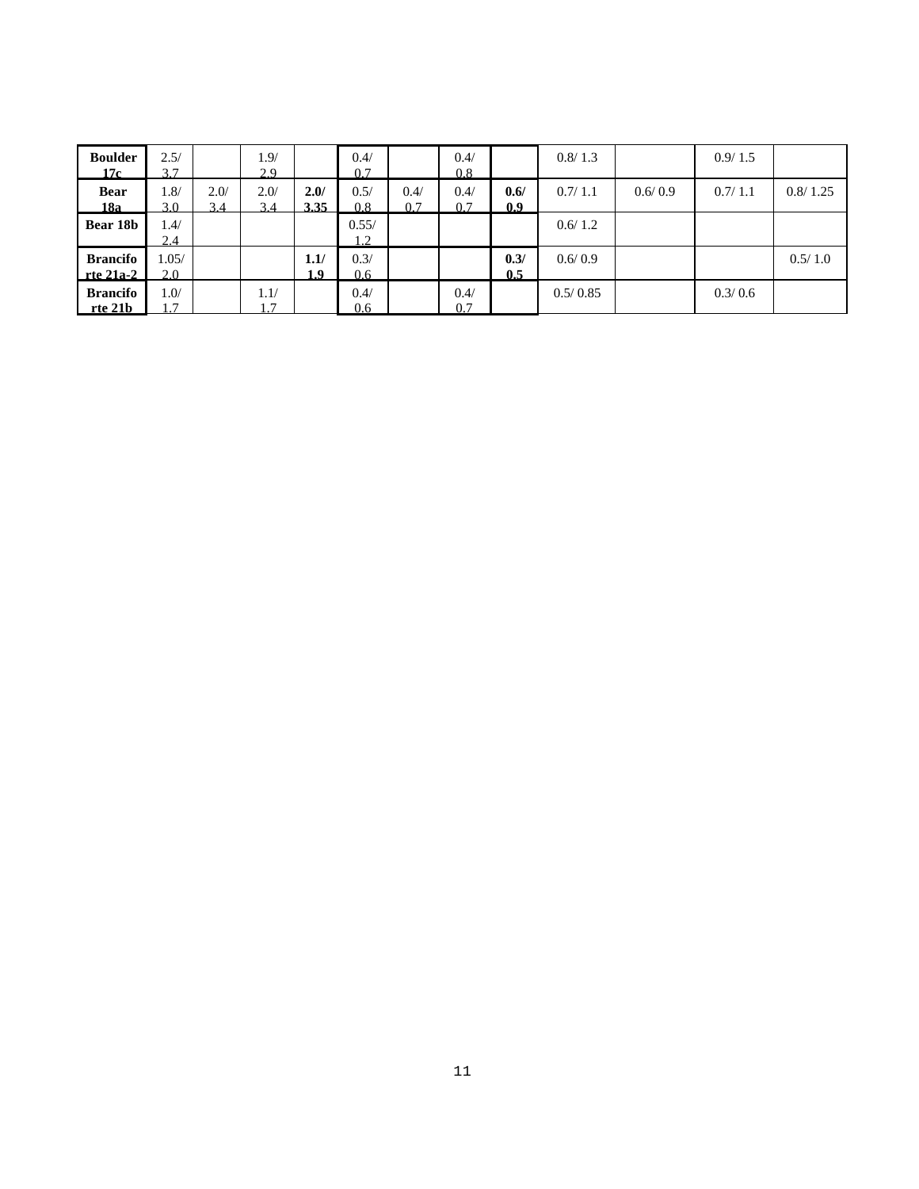| | | | | | | | | | | | | |
|---|---|---|---|---|---|---|---|---|---|---|---|---|
| **Boulder 17c** | 2.5/ 3.7 | | 1.9/ 2.9 | | 0.4/ 0.7 | | 0.4/ 0.8 | | 0.8/ 1.3 | | 0.9/ 1.5 | |
| **Bear 18a** | 1.8/ 3.0 | 2.0/ 3.4 | 2.0/ 3.4 | **2.0/ 3.35** | 0.5/ 0.8 | 0.4/ 0.7 | 0.4/ 0.7 | **0.6/ 0.9** | 0.7/ 1.1 | 0.6/ 0.9 | 0.7/ 1.1 | 0.8/ 1.25 |
| **Bear 18b** | 1.4/ 2.4 | | | | 0.55/ 1.2 | | | | 0.6/ 1.2 | | | |
| **Brancforte 21a-2** | 1.05/ 2.0 | | | **1.1/ 1.9** | 0.3/ 0.6 | | | **0.3/ 0.5** | 0.6/ 0.9 | | | 0.5/ 1.0 |
| **Brancforte 21b** | 1.0/ 1.7 | | 1.1/ 1.7 | | 0.4/ 0.6 | | 0.4/ 0.7 | | 0.5/ 0.85 | | 0.3/ 0.6 | |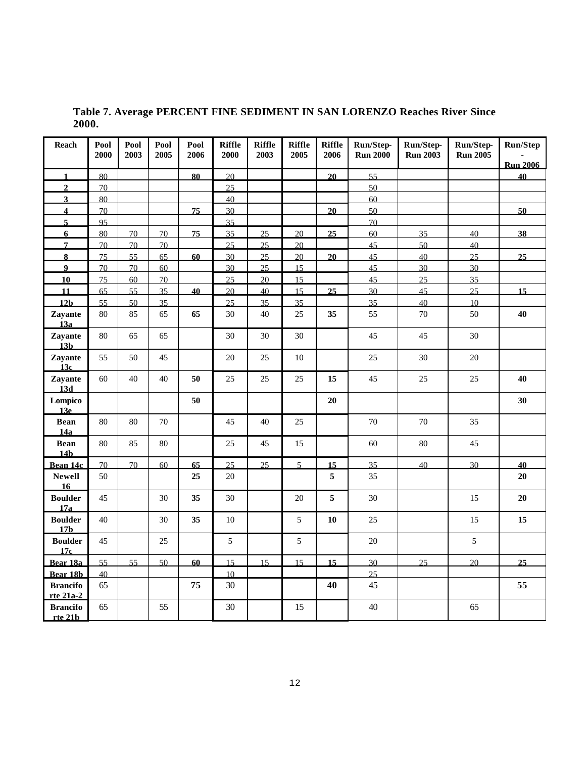**Table 7. Average PERCENT FINE SEDIMENT IN SAN LORENZO Reaches River Since 2000.**

| Reach | Pool 2000 | Pool 2003 | Pool 2005 | Pool 2006 | Riffle 2000 | Riffle 2003 | Riffle 2005 | Riffle 2006 | Run/Step-Run 2000 | Run/Step-Run 2003 | Run/Step-Run 2005 | Run/Step-Run 2006 |
|---|---|---|---|---|---|---|---|---|---|---|---|---|
| **1** | 80 | | | **80** | 20 | | | **20** | 55 | | | **40** |
| **2** | 70 | | | | 25 | | | | 50 | | | |
| **3** | 80 | | | | 40 | | | | 60 | | | |
| **4** | 70 | | | **75** | 30 | | | **20** | 50 | | | **50** |
| **5** | 95 | | | | 35 | | | | 70 | | | |
| **6** | 80 | 70 | 70 | **75** | 35 | 25 | 20 | **25** | 60 | 35 | 40 | **38** |
| **7** | 70 | 70 | 70 | | 25 | 25 | 20 | | 45 | 50 | 40 | |
| **8** | 75 | 55 | 65 | **60** | 30 | 25 | 20 | **20** | 45 | 40 | 25 | **25** |
| **9** | 70 | 70 | 60 | | 30 | 25 | 15 | | 45 | 30 | 30 | |
| **10** | 75 | 60 | 70 | | 25 | 20 | 15 | | 45 | 25 | 35 | |
| **11** | 65 | 55 | 35 | **40** | 20 | 40 | 15 | **25** | 30 | 45 | 25 | **15** |
| **12b** | 55 | 50 | 35 | | 25 | 35 | 35 | | 35 | 40 | 10 | |
| **Zayante 13a** | 80 | 85 | 65 | **65** | 30 | 40 | 25 | **35** | 55 | 70 | 50 | **40** |
| **Zayante 13b** | 80 | 65 | 65 | | 30 | 30 | 30 | | 45 | 45 | 30 | |
| **Zayante 13c** | 55 | 50 | 45 | | 20 | 25 | 10 | | 25 | 30 | 20 | |
| **Zayante 13d** | 60 | 40 | 40 | **50** | 25 | 25 | 25 | **15** | 45 | 25 | 25 | **40** |
| **Lompico 13e** | | | | **50** | | | | **20** | | | | **30** |
| **Bean 14a** | 80 | 80 | 70 | | 45 | 40 | 25 | | 70 | 70 | 35 | |
| **Bean 14b** | 80 | 85 | 80 | | 25 | 45 | 15 | | 60 | 80 | 45 | |
| **Bean 14c** | 70 | 70 | 60 | **65** | 25 | 25 | 5 | **15** | 35 | 40 | 30 | **40** |
| **Newell 16** | 50 | | | **25** | 20 | | | **5** | 35 | | | **20** |
| **Boulder 17a** | 45 | | 30 | **35** | 30 | | 20 | **5** | 30 | | 15 | **20** |
| **Boulder 17b** | 40 | | 30 | **35** | 10 | | 5 | **10** | 25 | | 15 | **15** |
| **Boulder 17c** | 45 | | 25 | | 5 | | 5 | | 20 | | 5 | |
| **Bear 18a** | 55 | 55 | 50 | **60** | 15 | 15 | 15 | **15** | 30 | 25 | 20 | **25** |
| **Bear 18b** | 40 | | | | 10 | | | | 25 | | | |
| **Branciforte 21a-2** | 65 | | | **75** | 30 | | | **40** | 45 | | | **55** |
| **Branciforte 21b** | 65 | | 55 | | 30 | | 15 | | 40 | | 65 | |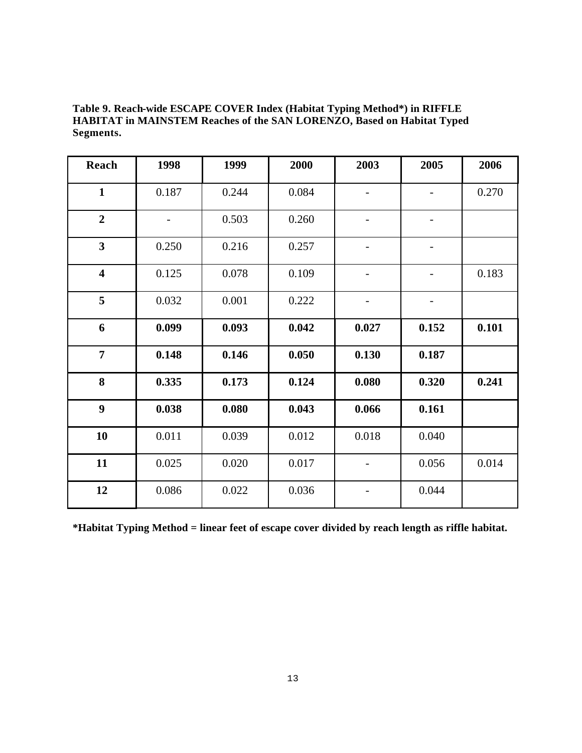**Table 9. Reach-wide ESCAPE COVER Index (Habitat Typing Method*) in RIFFLE HABITAT in MAINSTEM Reaches of the SAN LORENZO, Based on Habitat Typed Segments.**

| Reach | 1998 | 1999 | 2000 | 2003 | 2005 | 2006 |
|---|---|---|---|---|---|---|
| **1** | 0.187 | 0.244 | 0.084 | - | - | 0.270 |
| **2** | - | 0.503 | 0.260 | - | - | |
| **3** | 0.250 | 0.216 | 0.257 | - | - | |
| **4** | 0.125 | 0.078 | 0.109 | - | - | 0.183 |
| **5** | 0.032 | 0.001 | 0.222 | - | - | |
| **6** | **0.099** | **0.093** | **0.042** | **0.027** | **0.152** | **0.101** |
| **7** | **0.148** | **0.146** | **0.050** | **0.130** | **0.187** | |
| **8** | **0.335** | **0.173** | **0.124** | **0.080** | **0.320** | **0.241** |
| **9** | **0.038** | **0.080** | **0.043** | **0.066** | **0.161** | |
| **10** | 0.011 | 0.039 | 0.012 | 0.018 | 0.040 | |
| **11** | 0.025 | 0.020 | 0.017 | - | 0.056 | 0.014 |
| **12** | 0.086 | 0.022 | 0.036 | - | 0.044 | |

**\*Habitat Typing Method = linear feet of escape cover divided by reach length as riffle habitat.**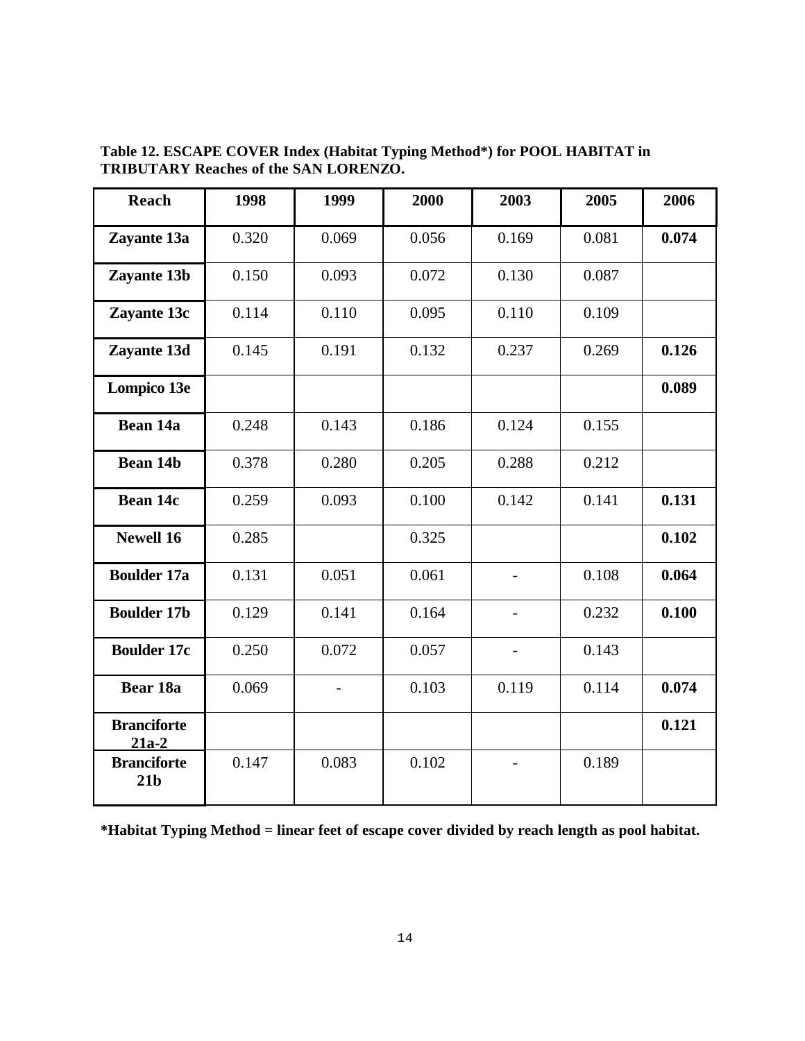**Table 12. ESCAPE COVER Index (Habitat Typing Method*) for POOL HABITAT in TRIBUTARY Reaches of the SAN LORENZO.**

| Reach | 1998 | 1999 | 2000 | 2003 | 2005 | 2006 |
|---|---|---|---|---|---|---|
| **Zayante 13a** | 0.320 | 0.069 | 0.056 | 0.169 | 0.081 | **0.074** |
| **Zayante 13b** | 0.150 | 0.093 | 0.072 | 0.130 | 0.087 | |
| **Zayante 13c** | 0.114 | 0.110 | 0.095 | 0.110 | 0.109 | |
| **Zayante 13d** | 0.145 | 0.191 | 0.132 | 0.237 | 0.269 | **0.126** |
| **Lompico 13e** | | | | | | **0.089** |
| **Bean 14a** | 0.248 | 0.143 | 0.186 | 0.124 | 0.155 | |
| **Bean 14b** | 0.378 | 0.280 | 0.205 | 0.288 | 0.212 | |
| **Bean 14c** | 0.259 | 0.093 | 0.100 | 0.142 | 0.141 | **0.131** |
| **Newell 16** | 0.285 | | 0.325 | | | **0.102** |
| **Boulder 17a** | 0.131 | 0.051 | 0.061 | - | 0.108 | **0.064** |
| **Boulder 17b** | 0.129 | 0.141 | 0.164 | - | 0.232 | **0.100** |
| **Boulder 17c** | 0.250 | 0.072 | 0.057 | - | 0.143 | |
| **Bear 18a** | 0.069 | - | 0.103 | 0.119 | 0.114 | **0.074** |
| **Branciforte 21a-2** | | | | | | **0.121** |
| **Branciforte 21b** | 0.147 | 0.083 | 0.102 | - | 0.189 | |

**\*Habitat Typing Method = linear feet of escape cover divided by reach length as pool habitat.**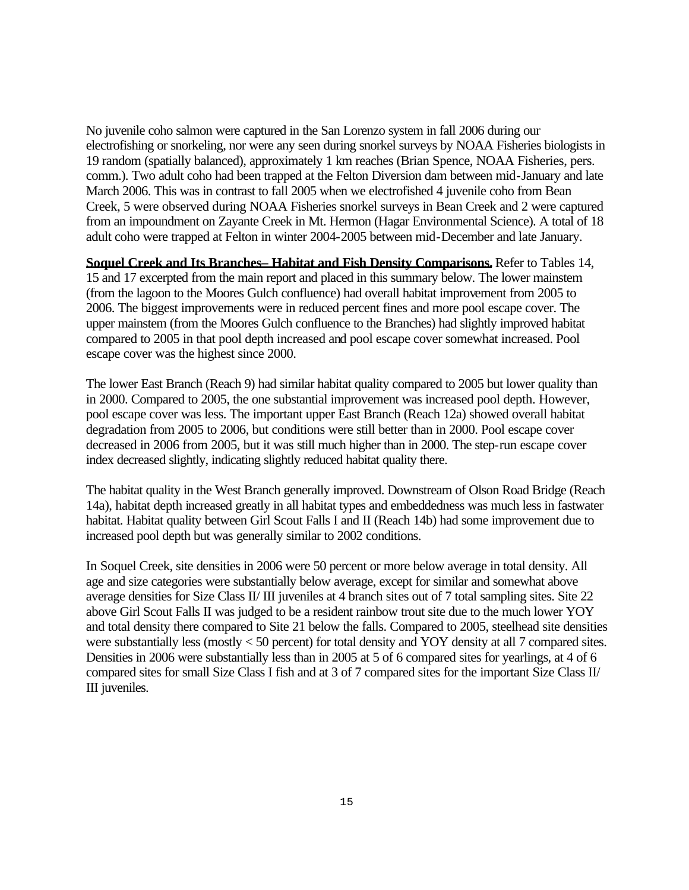No juvenile coho salmon were captured in the San Lorenzo system in fall 2006 during our electrofishing or snorkeling, nor were any seen during snorkel surveys by NOAA Fisheries biologists in 19 random (spatially balanced), approximately 1 km reaches (Brian Spence, NOAA Fisheries, pers. comm.). Two adult coho had been trapped at the Felton Diversion dam between mid-January and late March 2006. This was in contrast to fall 2005 when we electrofished 4 juvenile coho from Bean Creek, 5 were observed during NOAA Fisheries snorkel surveys in Bean Creek and 2 were captured from an impoundment on Zayante Creek in Mt. Hermon (Hagar Environmental Science). A total of 18 adult coho were trapped at Felton in winter 2004-2005 between mid-December and late January.

**Soquel Creek and Its Branches– Habitat and Fish Density Comparisons.** Refer to Tables 14, 15 and 17 excerpted from the main report and placed in this summary below. The lower mainstem (from the lagoon to the Moores Gulch confluence) had overall habitat improvement from 2005 to 2006. The biggest improvements were in reduced percent fines and more pool escape cover. The upper mainstem (from the Moores Gulch confluence to the Branches) had slightly improved habitat compared to 2005 in that pool depth increased and pool escape cover somewhat increased. Pool escape cover was the highest since 2000.

The lower East Branch (Reach 9) had similar habitat quality compared to 2005 but lower quality than in 2000. Compared to 2005, the one substantial improvement was increased pool depth. However, pool escape cover was less. The important upper East Branch (Reach 12a) showed overall habitat degradation from 2005 to 2006, but conditions were still better than in 2000. Pool escape cover decreased in 2006 from 2005, but it was still much higher than in 2000. The step-run escape cover index decreased slightly, indicating slightly reduced habitat quality there.

The habitat quality in the West Branch generally improved. Downstream of Olson Road Bridge (Reach 14a), habitat depth increased greatly in all habitat types and embeddedness was much less in fastwater habitat. Habitat quality between Girl Scout Falls I and II (Reach 14b) had some improvement due to increased pool depth but was generally similar to 2002 conditions.

In Soquel Creek, site densities in 2006 were 50 percent or more below average in total density. All age and size categories were substantially below average, except for similar and somewhat above average densities for Size Class II/ III juveniles at 4 branch sites out of 7 total sampling sites. Site 22 above Girl Scout Falls II was judged to be a resident rainbow trout site due to the much lower YOY and total density there compared to Site 21 below the falls. Compared to 2005, steelhead site densities were substantially less (mostly < 50 percent) for total density and YOY density at all 7 compared sites. Densities in 2006 were substantially less than in 2005 at 5 of 6 compared sites for yearlings, at 4 of 6 compared sites for small Size Class I fish and at 3 of 7 compared sites for the important Size Class II/ III juveniles.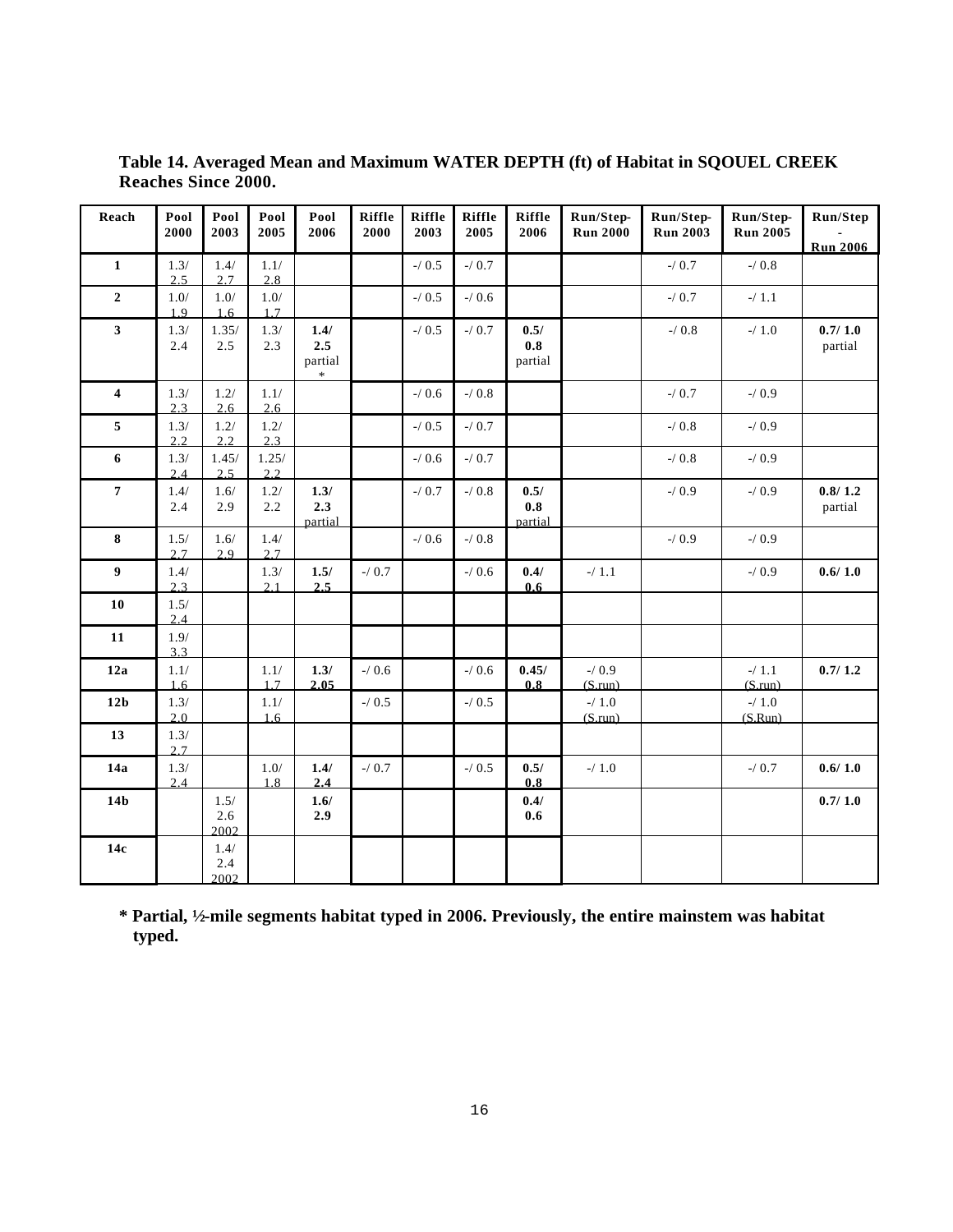**Table 14. Averaged Mean and Maximum WATER DEPTH (ft) of Habitat in SQOUEL CREEK Reaches Since 2000.**

| Reach | Pool 2000 | Pool 2003 | Pool 2005 | Pool 2006 | Riffle 2000 | Riffle 2003 | Riffle 2005 | Riffle 2006 | Run/Step-Run 2000 | Run/Step-Run 2003 | Run/Step-Run 2005 | Run/Step-Run 2006 |
|---|---|---|---|---|---|---|---|---|---|---|---|---|
| **1** | 1.3/ 2.5 | 1.4/ 2.7 | 1.1/ 2.8 | | | -/ 0.5 | -/ 0.7 | | | -/ 0.7 | -/ 0.8 | |
| **2** | 1.0/ 1.9 | 1.0/ 1.6 | 1.0/ 1.7 | | | -/ 0.5 | -/ 0.6 | | | -/ 0.7 | -/ 1.1 | |
| **3** | 1.3/ 2.4 | 1.35/ 2.5 | 1.3/ 2.3 | **1.4/ 2.5** partial * | | -/ 0.5 | -/ 0.7 | **0.5/ 0.8** partial | | -/ 0.8 | -/ 1.0 | **0.7/ 1.0** partial |
| **4** | 1.3/ 2.3 | 1.2/ 2.6 | 1.1/ 2.6 | | | -/ 0.6 | -/ 0.8 | | | -/ 0.7 | -/ 0.9 | |
| **5** | 1.3/ 2.2 | 1.2/ 2.2 | 1.2/ 2.3 | | | -/ 0.5 | -/ 0.7 | | | -/ 0.8 | -/ 0.9 | |
| **6** | 1.3/ 2.4 | 1.45/ 2.5 | 1.25/ 2.2 | | | -/ 0.6 | -/ 0.7 | | | -/ 0.8 | -/ 0.9 | |
| **7** | 1.4/ 2.4 | 1.6/ 2.9 | 1.2/ 2.2 | **1.3/ 2.3** partial | | -/ 0.7 | -/ 0.8 | **0.5/ 0.8** partial | | -/ 0.9 | -/ 0.9 | **0.8/ 1.2** partial |
| **8** | 1.5/ 2.7 | 1.6/ 2.9 | 1.4/ 2.7 | | | -/ 0.6 | -/ 0.8 | | | -/ 0.9 | -/ 0.9 | |
| **9** | 1.4/ 2.3 | | 1.3/ 2.1 | **1.5/ 2.5** | -/ 0.7 | | -/ 0.6 | **0.4/ 0.6** | -/ 1.1 | | -/ 0.9 | **0.6/ 1.0** |
| **10** | 1.5/ 2.4 | | | | | | | | | | | |
| **11** | 1.9/ 3.3 | | | | | | | | | | | |
| **12a** | 1.1/ 1.6 | | 1.1/ 1.7 | **1.3/ 2.05** | -/ 0.6 | | -/ 0.6 | **0.45/ 0.8** | -/ 0.9 (S.run) | | -/ 1.1 (S.run) | **0.7/ 1.2** |
| **12b** | 1.3/ 2.0 | | 1.1/ 1.6 | | -/ 0.5 | | -/ 0.5 | | -/ 1.0 (S.run) | | -/ 1.0 (S.Run) | |
| **13** | 1.3/ 2.7 | | | | | | | | | | | |
| **14a** | 1.3/ 2.4 | | 1.0/ 1.8 | **1.4/ 2.4** | -/ 0.7 | | -/ 0.5 | **0.5/ 0.8** | -/ 1.0 | | -/ 0.7 | **0.6/ 1.0** |
| **14b** | | 1.5/ 2.6 2002 | | **1.6/ 2.9** | | | | **0.4/ 0.6** | | | | **0.7/ 1.0** |
| **14c** | | 1.4/ 2.4 2002 | | | | | | | | | | |

**\* Partial, ½-mile segments habitat typed in 2006. Previously, the entire mainstem was habitat typed.**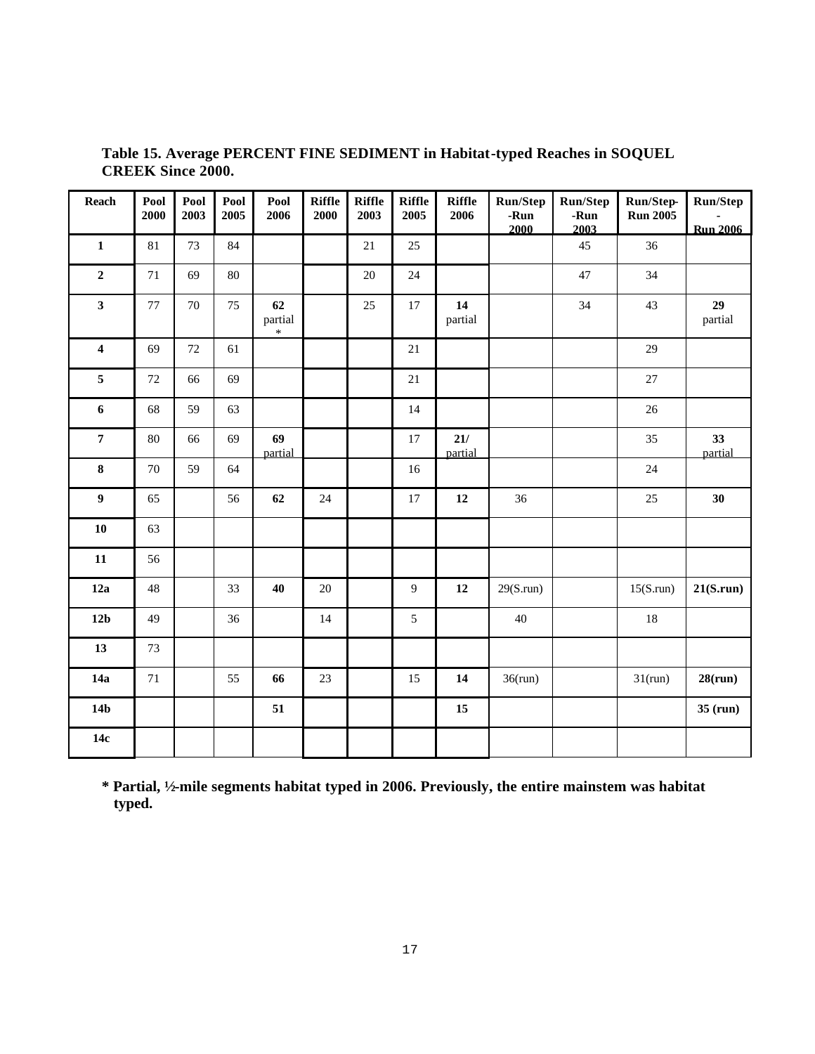**Table 15. Average PERCENT FINE SEDIMENT in Habitat-typed Reaches in SOQUEL CREEK Since 2000.**

| Reach | Pool 2000 | Pool 2003 | Pool 2005 | Pool 2006 | Riffle 2000 | Riffle 2003 | Riffle 2005 | Riffle 2006 | Run/Step -Run 2000 | Run/Step -Run 2003 | Run/Step-Run 2005 | Run/Step - Run 2006 |
|---|---|---|---|---|---|---|---|---|---|---|---|---|
| **1** | 81 | 73 | 84 | | | 21 | 25 | | | 45 | 36 | |
| **2** | 71 | 69 | 80 | | | 20 | 24 | | | 47 | 34 | |
| **3** | 77 | 70 | 75 | **62** partial * | | 25 | 17 | **14** partial | | 34 | 43 | **29** partial |
| **4** | 69 | 72 | 61 | | | | 21 | | | | 29 | |
| **5** | 72 | 66 | 69 | | | | 21 | | | | 27 | |
| **6** | 68 | 59 | 63 | | | | 14 | | | | 26 | |
| **7** | 80 | 66 | 69 | **69** partial | | | 17 | **21/** partial | | | 35 | **33** partial |
| **8** | 70 | 59 | 64 | | | | 16 | | | | 24 | |
| **9** | 65 | | 56 | **62** | 24 | | 17 | **12** | 36 | | 25 | **30** |
| **10** | 63 | | | | | | | | | | | |
| **11** | 56 | | | | | | | | | | | |
| **12a** | 48 | | 33 | **40** | 20 | | 9 | **12** | 29(S.run) | | 15(S.run) | **21(S.run)** |
| **12b** | 49 | | 36 | | 14 | | 5 | | 40 | | 18 | |
| **13** | 73 | | | | | | | | | | | |
| **14a** | 71 | | 55 | **66** | 23 | | 15 | **14** | 36(run) | | 31(run) | **28(run)** |
| **14b** | | | | **51** | | | | **15** | | | | **35 (run)** |
| **14c** | | | | | | | | | | | | |

**\* Partial, ½-mile segments habitat typed in 2006. Previously, the entire mainstem was habitat typed.**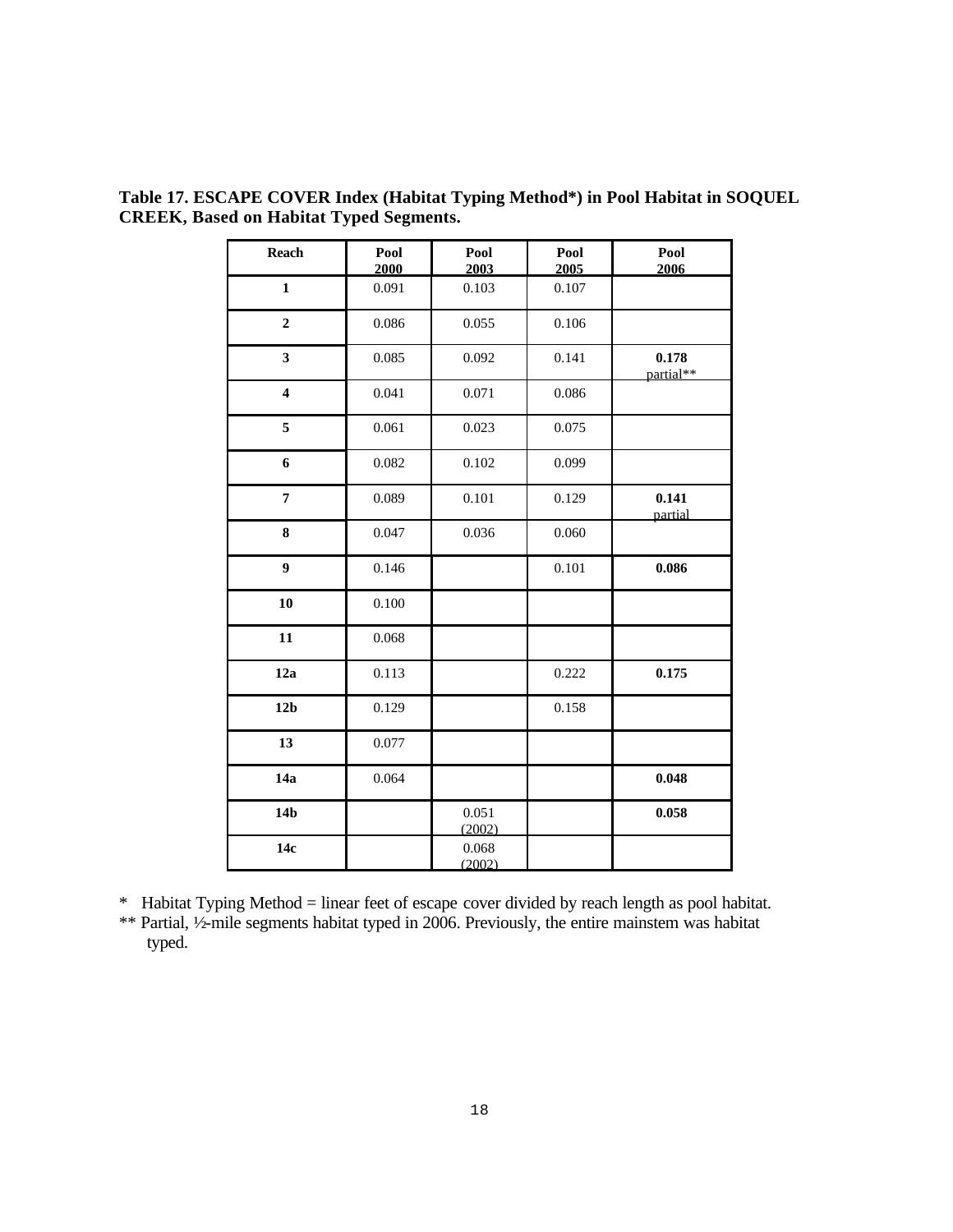**Table 17. ESCAPE COVER Index (Habitat Typing Method*) in Pool Habitat in SOQUEL CREEK, Based on Habitat Typed Segments.**

| Reach | Pool 2000 | Pool 2003 | Pool 2005 | Pool 2006 |
|---|---|---|---|---|
| **1** | 0.091 | 0.103 | 0.107 | |
| **2** | 0.086 | 0.055 | 0.106 | |
| **3** | 0.085 | 0.092 | 0.141 | **0.178** partial** |
| **4** | 0.041 | 0.071 | 0.086 | |
| **5** | 0.061 | 0.023 | 0.075 | |
| **6** | 0.082 | 0.102 | 0.099 | |
| **7** | 0.089 | 0.101 | 0.129 | **0.141** partial |
| **8** | 0.047 | 0.036 | 0.060 | |
| **9** | 0.146 | | 0.101 | **0.086** |
| **10** | 0.100 | | | |
| **11** | 0.068 | | | |
| **12a** | 0.113 | | 0.222 | **0.175** |
| **12b** | 0.129 | | 0.158 | |
| **13** | 0.077 | | | |
| **14a** | 0.064 | | | **0.048** |
| **14b** | | 0.051 (2002) | | **0.058** |
| **14c** | | 0.068 (2002) | | |

\* Habitat Typing Method = linear feet of escape cover divided by reach length as pool habitat.

** Partial, ½-mile segments habitat typed in 2006. Previously, the entire mainstem was habitat typed.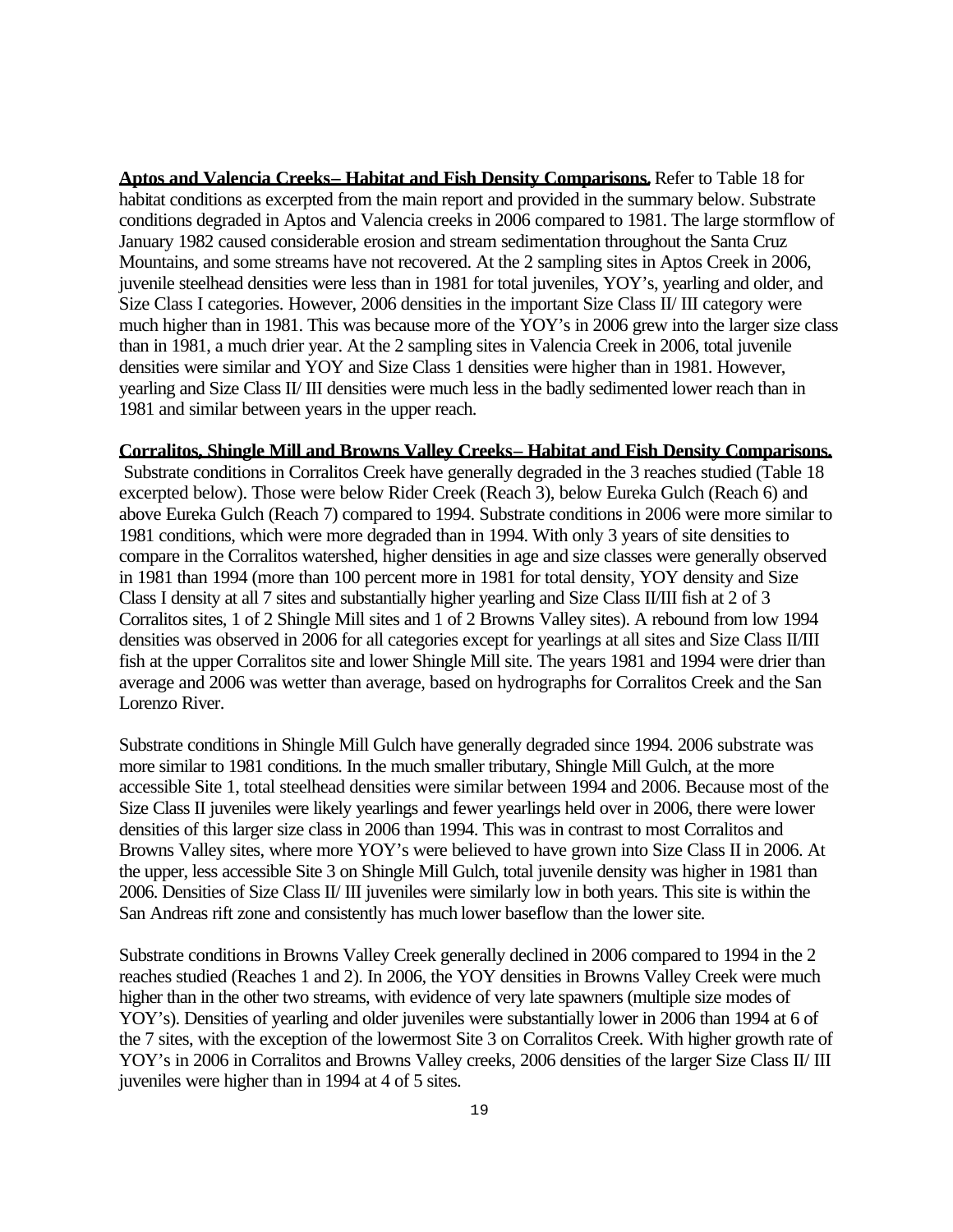**Aptos and Valencia Creeks– Habitat and Fish Density Comparisons.** Refer to Table 18 for habitat conditions as excerpted from the main report and provided in the summary below. Substrate conditions degraded in Aptos and Valencia creeks in 2006 compared to 1981. The large stormflow of January 1982 caused considerable erosion and stream sedimentation throughout the Santa Cruz Mountains, and some streams have not recovered. At the 2 sampling sites in Aptos Creek in 2006, juvenile steelhead densities were less than in 1981 for total juveniles, YOY's, yearling and older, and Size Class I categories. However, 2006 densities in the important Size Class II/ III category were much higher than in 1981. This was because more of the YOY's in 2006 grew into the larger size class than in 1981, a much drier year. At the 2 sampling sites in Valencia Creek in 2006, total juvenile densities were similar and YOY and Size Class 1 densities were higher than in 1981. However, yearling and Size Class II/ III densities were much less in the badly sedimented lower reach than in 1981 and similar between years in the upper reach.

**Corralitos, Shingle Mill and Browns Valley Creeks– Habitat and Fish Density Comparisons.** Substrate conditions in Corralitos Creek have generally degraded in the 3 reaches studied (Table 18 excerpted below). Those were below Rider Creek (Reach 3), below Eureka Gulch (Reach 6) and above Eureka Gulch (Reach 7) compared to 1994. Substrate conditions in 2006 were more similar to 1981 conditions, which were more degraded than in 1994. With only 3 years of site densities to compare in the Corralitos watershed, higher densities in age and size classes were generally observed in 1981 than 1994 (more than 100 percent more in 1981 for total density, YOY density and Size Class I density at all 7 sites and substantially higher yearling and Size Class II/III fish at 2 of 3 Corralitos sites, 1 of 2 Shingle Mill sites and 1 of 2 Browns Valley sites). A rebound from low 1994 densities was observed in 2006 for all categories except for yearlings at all sites and Size Class II/III fish at the upper Corralitos site and lower Shingle Mill site. The years 1981 and 1994 were drier than average and 2006 was wetter than average, based on hydrographs for Corralitos Creek and the San Lorenzo River.

Substrate conditions in Shingle Mill Gulch have generally degraded since 1994. 2006 substrate was more similar to 1981 conditions. In the much smaller tributary, Shingle Mill Gulch, at the more accessible Site 1, total steelhead densities were similar between 1994 and 2006. Because most of the Size Class II juveniles were likely yearlings and fewer yearlings held over in 2006, there were lower densities of this larger size class in 2006 than 1994. This was in contrast to most Corralitos and Browns Valley sites, where more YOY's were believed to have grown into Size Class II in 2006. At the upper, less accessible Site 3 on Shingle Mill Gulch, total juvenile density was higher in 1981 than 2006. Densities of Size Class II/ III juveniles were similarly low in both years. This site is within the San Andreas rift zone and consistently has much lower baseflow than the lower site.

Substrate conditions in Browns Valley Creek generally declined in 2006 compared to 1994 in the 2 reaches studied (Reaches 1 and 2). In 2006, the YOY densities in Browns Valley Creek were much higher than in the other two streams, with evidence of very late spawners (multiple size modes of YOY's). Densities of yearling and older juveniles were substantially lower in 2006 than 1994 at 6 of the 7 sites, with the exception of the lowermost Site 3 on Corralitos Creek. With higher growth rate of YOY's in 2006 in Corralitos and Browns Valley creeks, 2006 densities of the larger Size Class II/ III juveniles were higher than in 1994 at 4 of 5 sites.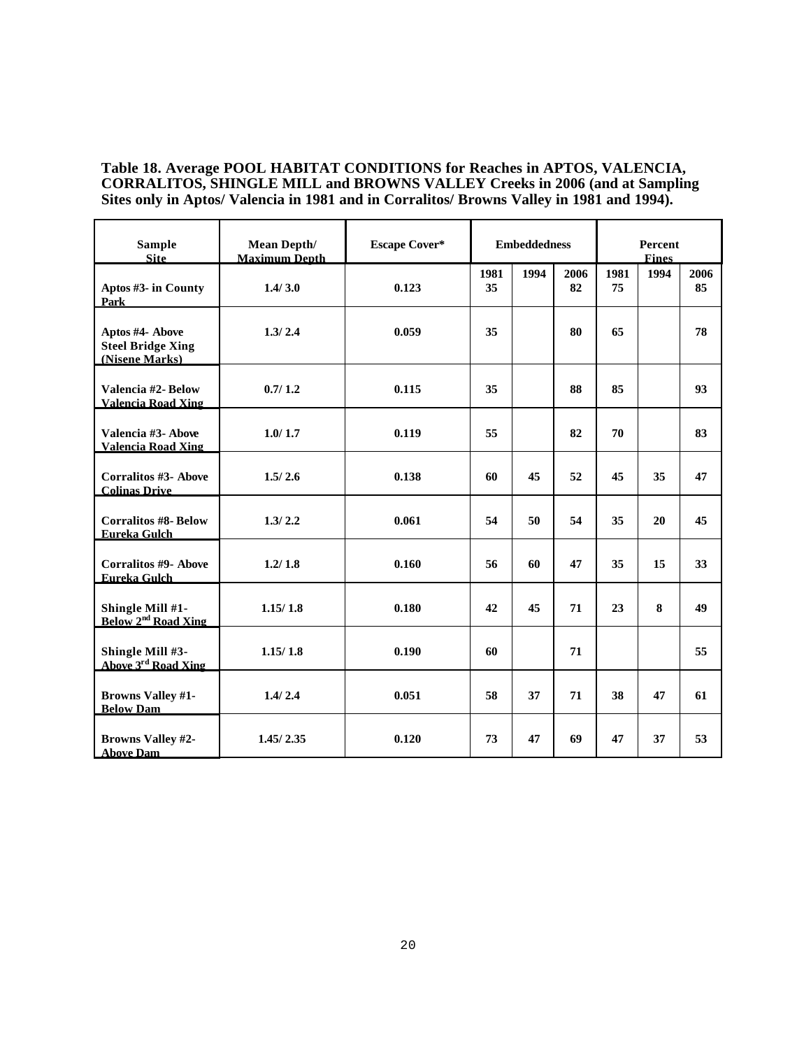**Table 18. Average POOL HABITAT CONDITIONS for Reaches in APTOS, VALENCIA, CORRALITOS, SHINGLE MILL and BROWNS VALLEY Creeks in 2006 (and at Sampling Sites only in Aptos/ Valencia in 1981 and in Corralitos/ Browns Valley in 1981 and 1994).**

| Sample Site | Mean Depth/ Maximum Depth | Escape Cover* | Embeddedness | | | Percent Fines | | |
|---|---|---|---|---|---|---|---|---|
| | | | 1981 | 1994 | 2006 | 1981 | 1994 | 2006 |
| Aptos #3- in County Park | 1.4/ 3.0 | 0.123 | 35 | | 82 | 75 | | 85 |
| Aptos #4- Above Steel Bridge Xing (Nisene Marks) | 1.3/ 2.4 | 0.059 | 35 | | 80 | 65 | | 78 |
| Valencia #2- Below Valencia Road Xing | 0.7/ 1.2 | 0.115 | 35 | | 88 | 85 | | 93 |
| Valencia #3- Above Valencia Road Xing | 1.0/ 1.7 | 0.119 | 55 | | 82 | 70 | | 83 |
| Corralitos #3- Above Colinas Drive | 1.5/ 2.6 | 0.138 | 60 | 45 | 52 | 45 | 35 | 47 |
| Corralitos #8- Below Eureka Gulch | 1.3/ 2.2 | 0.061 | 54 | 50 | 54 | 35 | 20 | 45 |
| Corralitos #9- Above Eureka Gulch | 1.2/ 1.8 | 0.160 | 56 | 60 | 47 | 35 | 15 | 33 |
| Shingle Mill #1- Below 2nd Road Xing | 1.15/ 1.8 | 0.180 | 42 | 45 | 71 | 23 | 8 | 49 |
| Shingle Mill #3- Above 3rd Road Xing | 1.15/ 1.8 | 0.190 | 60 | | 71 | | | 55 |
| Browns Valley #1- Below Dam | 1.4/ 2.4 | 0.051 | 58 | 37 | 71 | 38 | 47 | 61 |
| Browns Valley #2- Above Dam | 1.45/ 2.35 | 0.120 | 73 | 47 | 69 | 47 | 37 | 53 |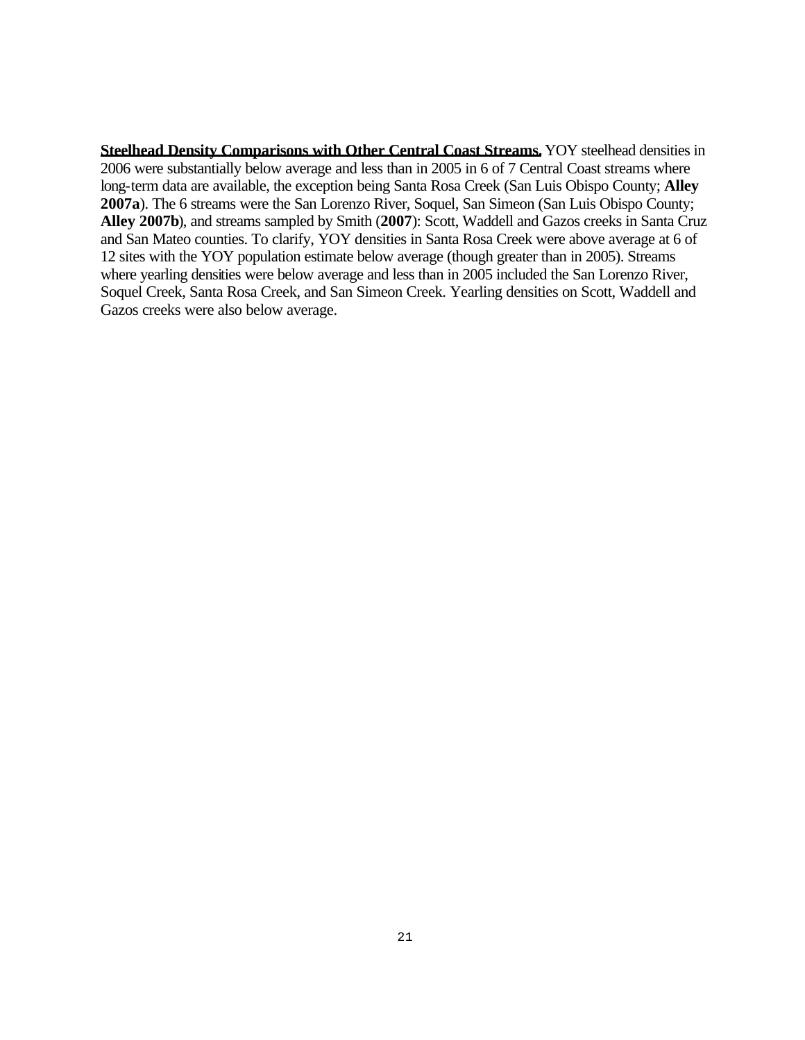**Steelhead Density Comparisons with Other Central Coast Streams.** YOY steelhead densities in 2006 were substantially below average and less than in 2005 in 6 of 7 Central Coast streams where long-term data are available, the exception being Santa Rosa Creek (San Luis Obispo County; **Alley 2007a**). The 6 streams were the San Lorenzo River, Soquel, San Simeon (San Luis Obispo County; **Alley 2007b**), and streams sampled by Smith (**2007**): Scott, Waddell and Gazos creeks in Santa Cruz and San Mateo counties. To clarify, YOY densities in Santa Rosa Creek were above average at 6 of 12 sites with the YOY population estimate below average (though greater than in 2005). Streams where yearling densities were below average and less than in 2005 included the San Lorenzo River, Soquel Creek, Santa Rosa Creek, and San Simeon Creek. Yearling densities on Scott, Waddell and Gazos creeks were also below average.